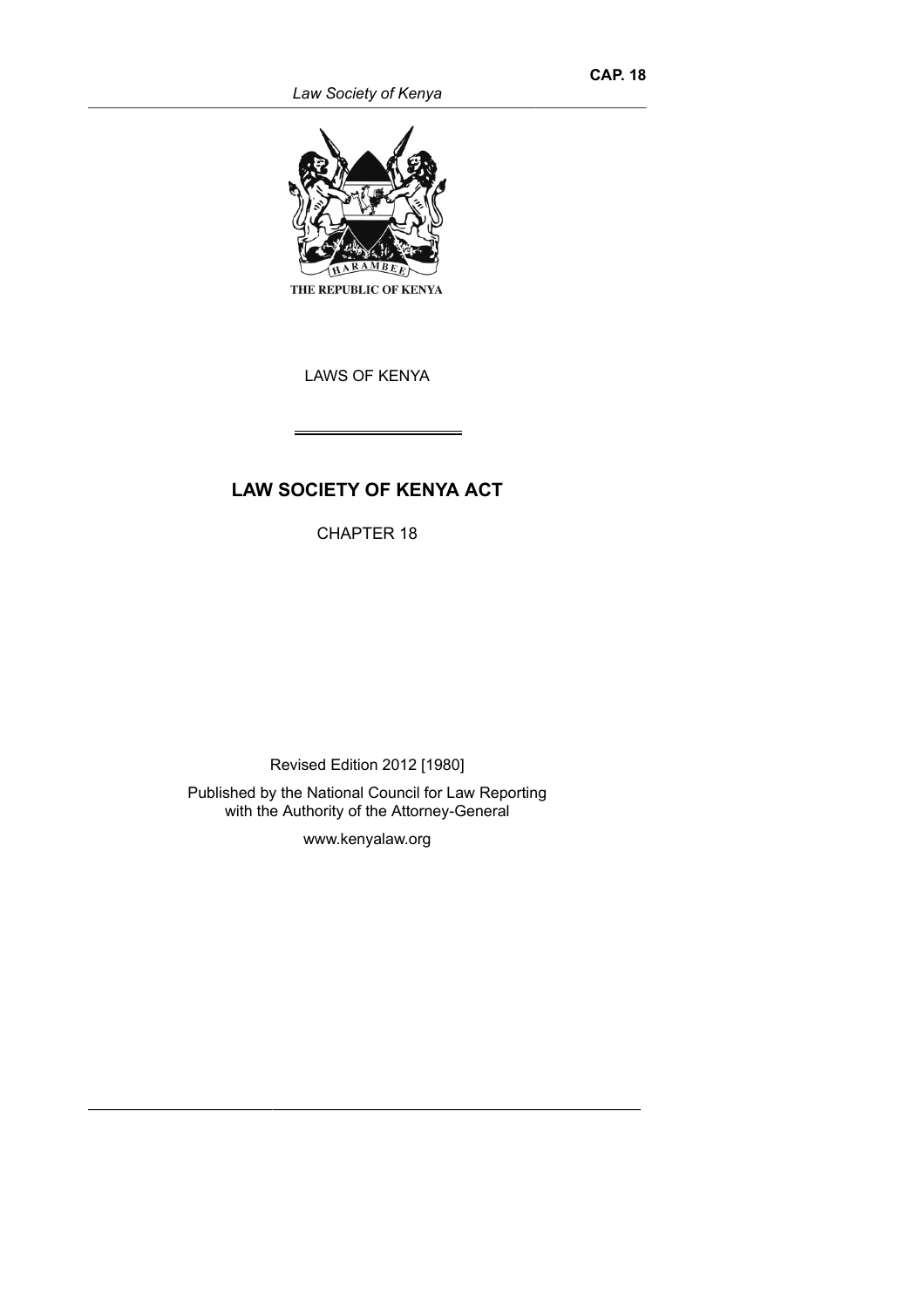THE REPUBLIC OF KENYA

LAWS OF KENYA

# LAW SOCIETY OF KENYA ACT

CHAPTER 18

Revised Edition 2012 [1980]

Published by the National Council for Law Reporting with the Authority of the Attorney-General

www.kenyalaw.org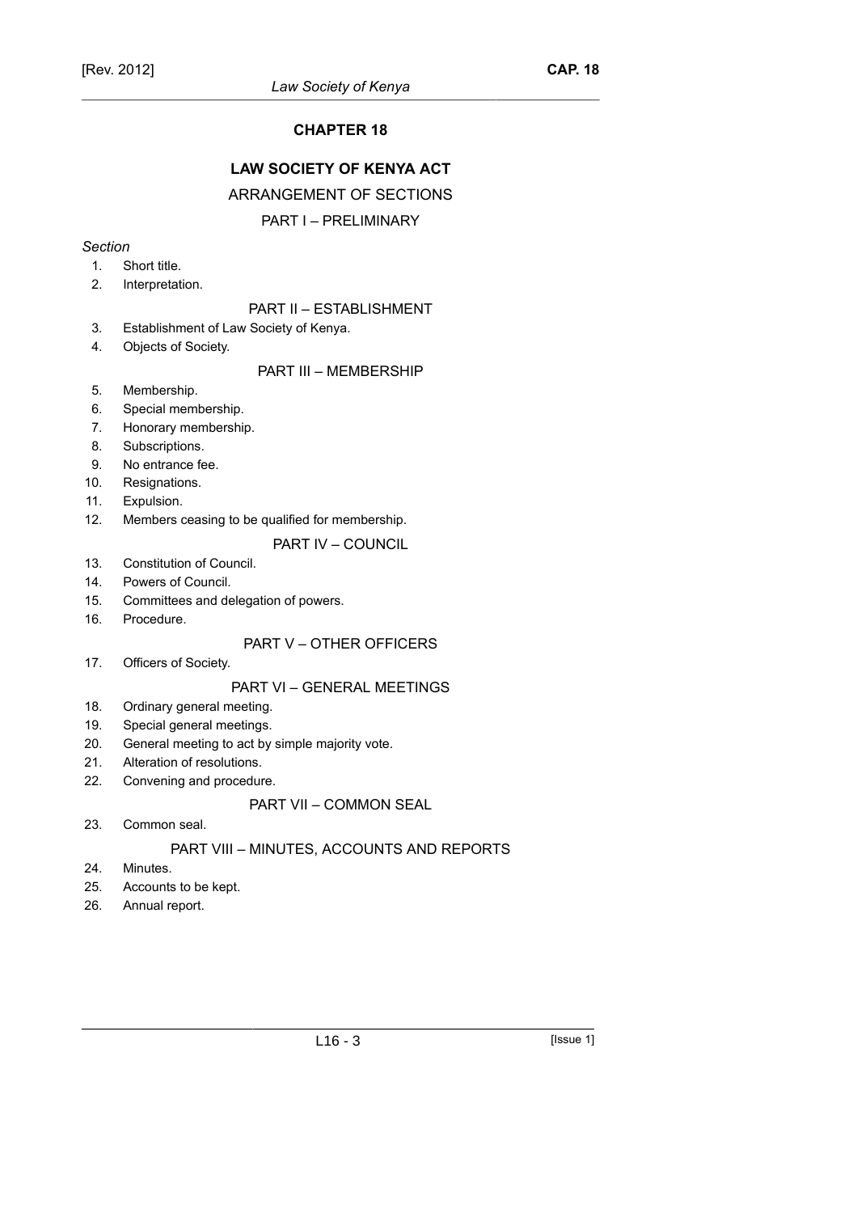# CHAPTER 18

## LAW SOCIETY OF KENYA ACT

### ARRANGEMENT OF SECTIONS

### PART I – PRELIMINARY

*Section*

1. Short title.
2. Interpretation.

### PART II – ESTABLISHMENT

3. Establishment of Law Society of Kenya.
4. Objects of Society.

### PART III – MEMBERSHIP

5. Membership.
6. Special membership.
7. Honorary membership.
8. Subscriptions.
9. No entrance fee.
10. Resignations.
11. Expulsion.
12. Members ceasing to be qualified for membership.

### PART IV – COUNCIL

13. Constitution of Council.
14. Powers of Council.
15. Committees and delegation of powers.
16. Procedure.

### PART V – OTHER OFFICERS

17. Officers of Society.

### PART VI – GENERAL MEETINGS

18. Ordinary general meeting.
19. Special general meetings.
20. General meeting to act by simple majority vote.
21. Alteration of resolutions.
22. Convening and procedure.

### PART VII – COMMON SEAL

23. Common seal.

### PART VIII – MINUTES, ACCOUNTS AND REPORTS

24. Minutes.
25. Accounts to be kept.
26. Annual report.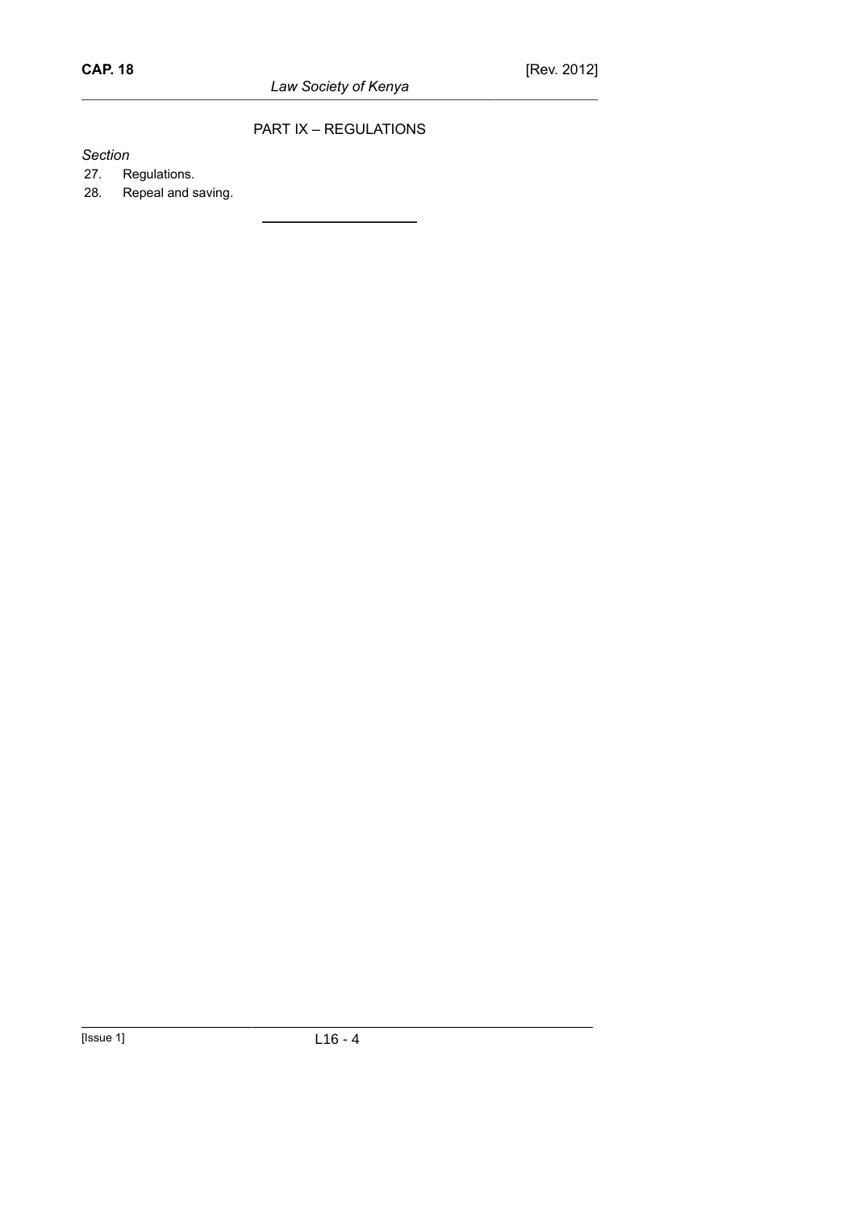PART IX – REGULATIONS

*Section*

27. Regulations.
28. Repeal and saving.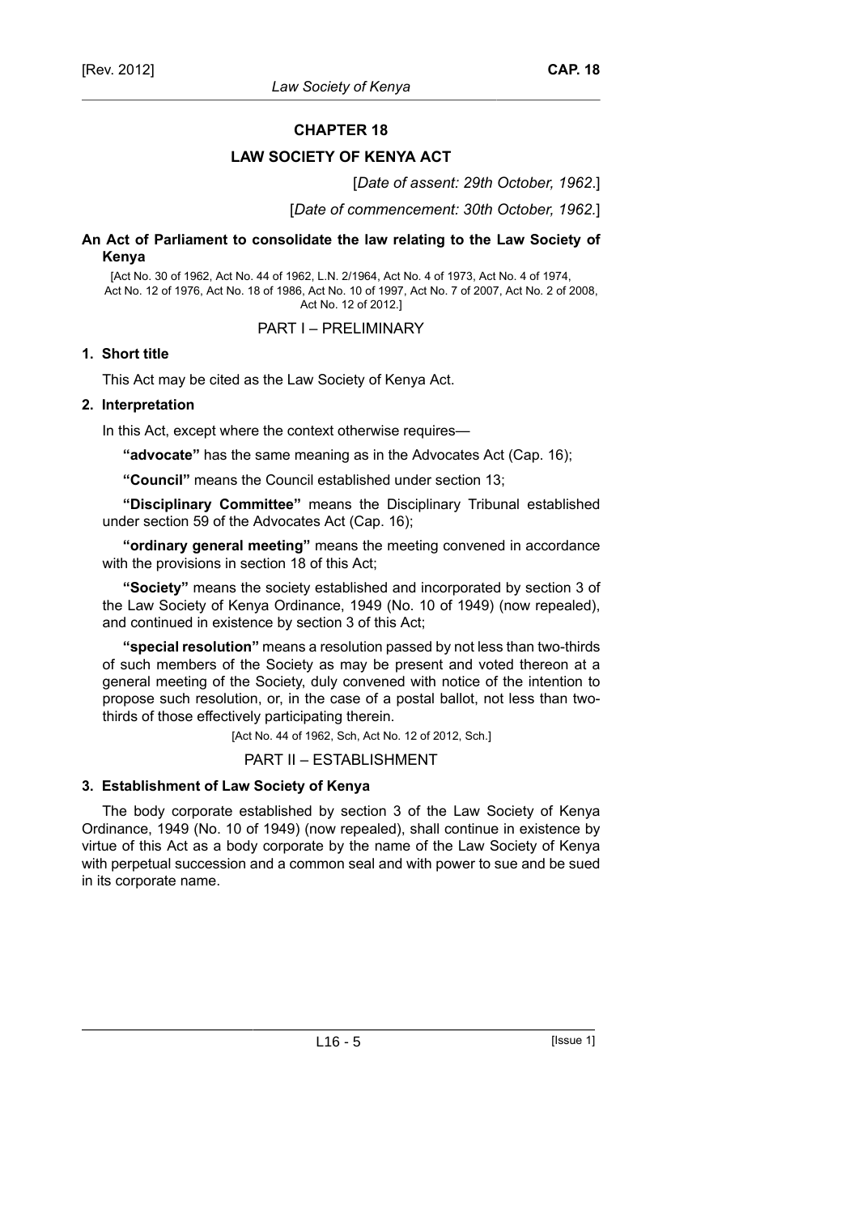# CHAPTER 18

# LAW SOCIETY OF KENYA ACT

[*Date of assent: 29th October, 1962*.]

[*Date of commencement: 30th October, 1962*.]

**An Act of Parliament to consolidate the law relating to the Law Society of Kenya**

[Act No. 30 of 1962, Act No. 44 of 1962, L.N. 2/1964, Act No. 4 of 1973, Act No. 4 of 1974, Act No. 12 of 1976, Act No. 18 of 1986, Act No. 10 of 1997, Act No. 7 of 2007, Act No. 2 of 2008, Act No. 12 of 2012.]

## PART I – PRELIMINARY

### 1. Short title

This Act may be cited as the Law Society of Kenya Act.

### 2. Interpretation

In this Act, except where the context otherwise requires—

**"advocate"** has the same meaning as in the Advocates Act (Cap. 16);

**"Council"** means the Council established under section 13;

**"Disciplinary Committee"** means the Disciplinary Tribunal established under section 59 of the Advocates Act (Cap. 16);

**"ordinary general meeting"** means the meeting convened in accordance with the provisions in section 18 of this Act;

**"Society"** means the society established and incorporated by section 3 of the Law Society of Kenya Ordinance, 1949 (No. 10 of 1949) (now repealed), and continued in existence by section 3 of this Act;

**"special resolution"** means a resolution passed by not less than two-thirds of such members of the Society as may be present and voted thereon at a general meeting of the Society, duly convened with notice of the intention to propose such resolution, or, in the case of a postal ballot, not less than two-thirds of those effectively participating therein.

[Act No. 44 of 1962, Sch, Act No. 12 of 2012, Sch.]

## PART II – ESTABLISHMENT

### 3. Establishment of Law Society of Kenya

The body corporate established by section 3 of the Law Society of Kenya Ordinance, 1949 (No. 10 of 1949) (now repealed), shall continue in existence by virtue of this Act as a body corporate by the name of the Law Society of Kenya with perpetual succession and a common seal and with power to sue and be sued in its corporate name.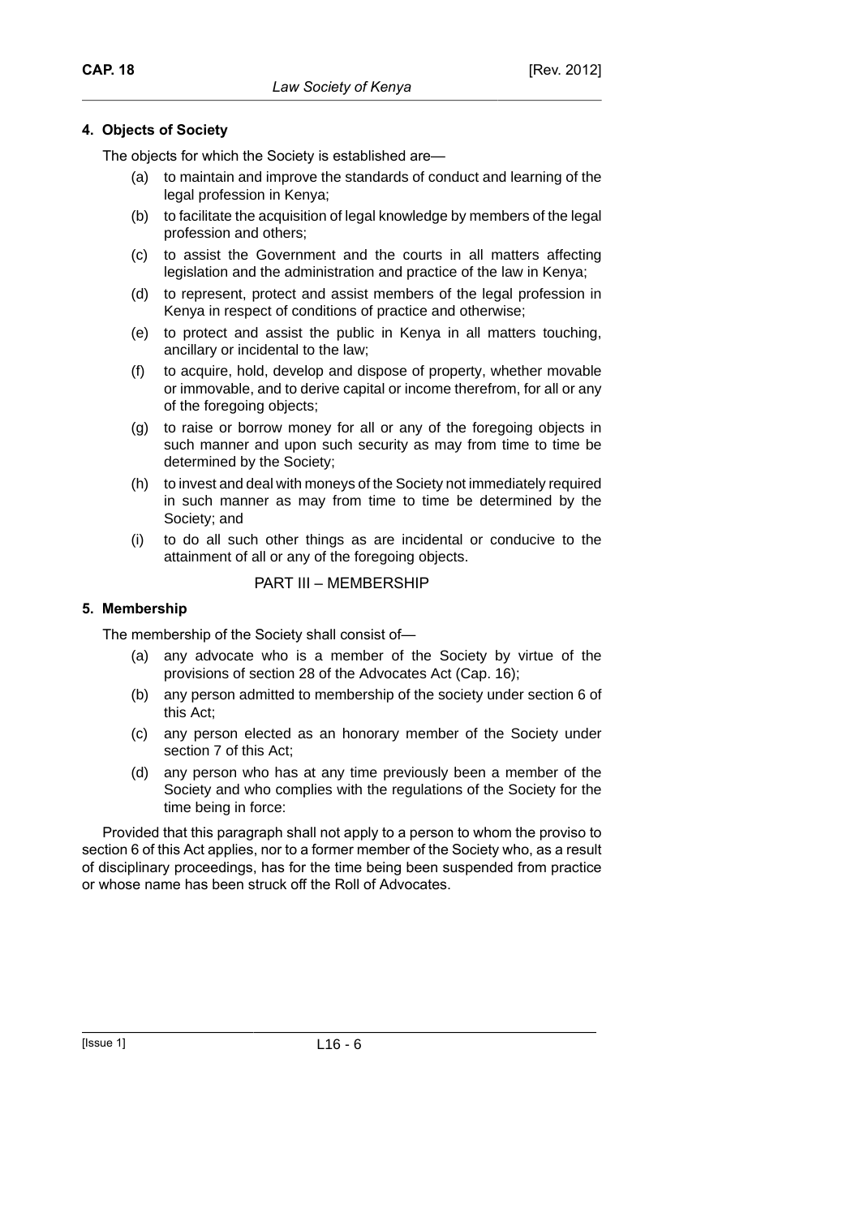**4. Objects of Society**

The objects for which the Society is established are—

(a) to maintain and improve the standards of conduct and learning of the legal profession in Kenya;

(b) to facilitate the acquisition of legal knowledge by members of the legal profession and others;

(c) to assist the Government and the courts in all matters affecting legislation and the administration and practice of the law in Kenya;

(d) to represent, protect and assist members of the legal profession in Kenya in respect of conditions of practice and otherwise;

(e) to protect and assist the public in Kenya in all matters touching, ancillary or incidental to the law;

(f) to acquire, hold, develop and dispose of property, whether movable or immovable, and to derive capital or income therefrom, for all or any of the foregoing objects;

(g) to raise or borrow money for all or any of the foregoing objects in such manner and upon such security as may from time to time be determined by the Society;

(h) to invest and deal with moneys of the Society not immediately required in such manner as may from time to time be determined by the Society; and

(i) to do all such other things as are incidental or conducive to the attainment of all or any of the foregoing objects.

PART III – MEMBERSHIP

**5. Membership**

The membership of the Society shall consist of—

(a) any advocate who is a member of the Society by virtue of the provisions of section 28 of the Advocates Act (Cap. 16);

(b) any person admitted to membership of the society under section 6 of this Act;

(c) any person elected as an honorary member of the Society under section 7 of this Act;

(d) any person who has at any time previously been a member of the Society and who complies with the regulations of the Society for the time being in force:

Provided that this paragraph shall not apply to a person to whom the proviso to section 6 of this Act applies, nor to a former member of the Society who, as a result of disciplinary proceedings, has for the time being been suspended from practice or whose name has been struck off the Roll of Advocates.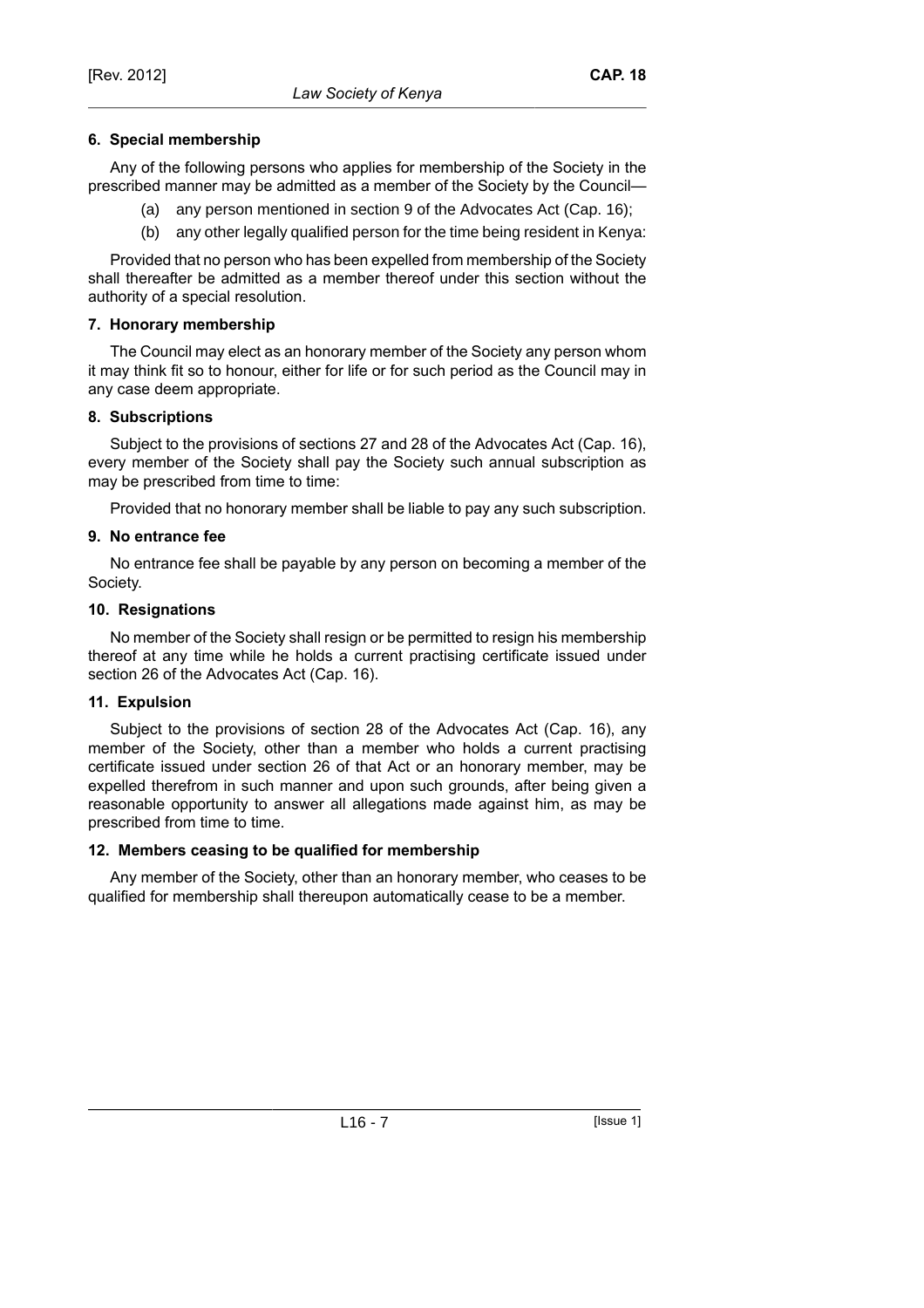### 6. Special membership

Any of the following persons who applies for membership of the Society in the prescribed manner may be admitted as a member of the Society by the Council—

- (a) any person mentioned in section 9 of the Advocates Act (Cap. 16);
- (b) any other legally qualified person for the time being resident in Kenya:

Provided that no person who has been expelled from membership of the Society shall thereafter be admitted as a member thereof under this section without the authority of a special resolution.

### 7. Honorary membership

The Council may elect as an honorary member of the Society any person whom it may think fit so to honour, either for life or for such period as the Council may in any case deem appropriate.

### 8. Subscriptions

Subject to the provisions of sections 27 and 28 of the Advocates Act (Cap. 16), every member of the Society shall pay the Society such annual subscription as may be prescribed from time to time:

Provided that no honorary member shall be liable to pay any such subscription.

### 9. No entrance fee

No entrance fee shall be payable by any person on becoming a member of the Society.

### 10. Resignations

No member of the Society shall resign or be permitted to resign his membership thereof at any time while he holds a current practising certificate issued under section 26 of the Advocates Act (Cap. 16).

### 11. Expulsion

Subject to the provisions of section 28 of the Advocates Act (Cap. 16), any member of the Society, other than a member who holds a current practising certificate issued under section 26 of that Act or an honorary member, may be expelled therefrom in such manner and upon such grounds, after being given a reasonable opportunity to answer all allegations made against him, as may be prescribed from time to time.

### 12. Members ceasing to be qualified for membership

Any member of the Society, other than an honorary member, who ceases to be qualified for membership shall thereupon automatically cease to be a member.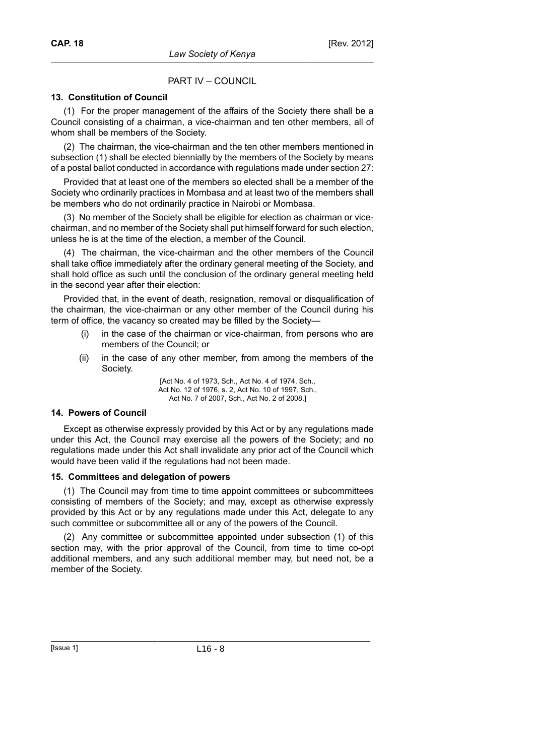## PART IV – COUNCIL

### 13. Constitution of Council

(1) For the proper management of the affairs of the Society there shall be a Council consisting of a chairman, a vice-chairman and ten other members, all of whom shall be members of the Society.

(2) The chairman, the vice-chairman and the ten other members mentioned in subsection (1) shall be elected biennially by the members of the Society by means of a postal ballot conducted in accordance with regulations made under section 27:

Provided that at least one of the members so elected shall be a member of the Society who ordinarily practices in Mombasa and at least two of the members shall be members who do not ordinarily practice in Nairobi or Mombasa.

(3) No member of the Society shall be eligible for election as chairman or vice-chairman, and no member of the Society shall put himself forward for such election, unless he is at the time of the election, a member of the Council.

(4) The chairman, the vice-chairman and the other members of the Council shall take office immediately after the ordinary general meeting of the Society, and shall hold office as such until the conclusion of the ordinary general meeting held in the second year after their election:

Provided that, in the event of death, resignation, removal or disqualification of the chairman, the vice-chairman or any other member of the Council during his term of office, the vacancy so created may be filled by the Society—

(i) in the case of the chairman or vice-chairman, from persons who are members of the Council; or

(ii) in the case of any other member, from among the members of the Society.

[Act No. 4 of 1973, Sch., Act No. 4 of 1974, Sch., Act No. 12 of 1976, s. 2, Act No. 10 of 1997, Sch., Act No. 7 of 2007, Sch., Act No. 2 of 2008.]

### 14. Powers of Council

Except as otherwise expressly provided by this Act or by any regulations made under this Act, the Council may exercise all the powers of the Society; and no regulations made under this Act shall invalidate any prior act of the Council which would have been valid if the regulations had not been made.

### 15. Committees and delegation of powers

(1) The Council may from time to time appoint committees or subcommittees consisting of members of the Society; and may, except as otherwise expressly provided by this Act or by any regulations made under this Act, delegate to any such committee or subcommittee all or any of the powers of the Council.

(2) Any committee or subcommittee appointed under subsection (1) of this section may, with the prior approval of the Council, from time to time co-opt additional members, and any such additional member may, but need not, be a member of the Society.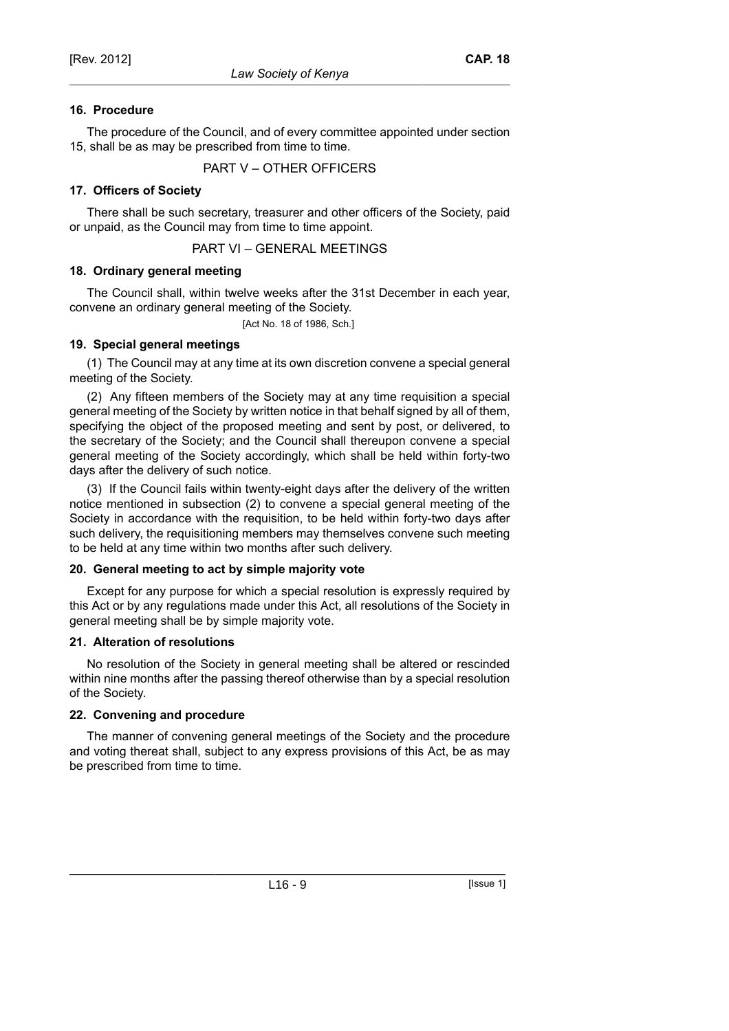### 16. Procedure

The procedure of the Council, and of every committee appointed under section 15, shall be as may be prescribed from time to time.

## PART V – OTHER OFFICERS

### 17. Officers of Society

There shall be such secretary, treasurer and other officers of the Society, paid or unpaid, as the Council may from time to time appoint.

## PART VI – GENERAL MEETINGS

### 18. Ordinary general meeting

The Council shall, within twelve weeks after the 31st December in each year, convene an ordinary general meeting of the Society.

[Act No. 18 of 1986, Sch.]

### 19. Special general meetings

(1) The Council may at any time at its own discretion convene a special general meeting of the Society.

(2) Any fifteen members of the Society may at any time requisition a special general meeting of the Society by written notice in that behalf signed by all of them, specifying the object of the proposed meeting and sent by post, or delivered, to the secretary of the Society; and the Council shall thereupon convene a special general meeting of the Society accordingly, which shall be held within forty-two days after the delivery of such notice.

(3) If the Council fails within twenty-eight days after the delivery of the written notice mentioned in subsection (2) to convene a special general meeting of the Society in accordance with the requisition, to be held within forty-two days after such delivery, the requisitioning members may themselves convene such meeting to be held at any time within two months after such delivery.

### 20. General meeting to act by simple majority vote

Except for any purpose for which a special resolution is expressly required by this Act or by any regulations made under this Act, all resolutions of the Society in general meeting shall be by simple majority vote.

### 21. Alteration of resolutions

No resolution of the Society in general meeting shall be altered or rescinded within nine months after the passing thereof otherwise than by a special resolution of the Society.

### 22. Convening and procedure

The manner of convening general meetings of the Society and the procedure and voting thereat shall, subject to any express provisions of this Act, be as may be prescribed from time to time.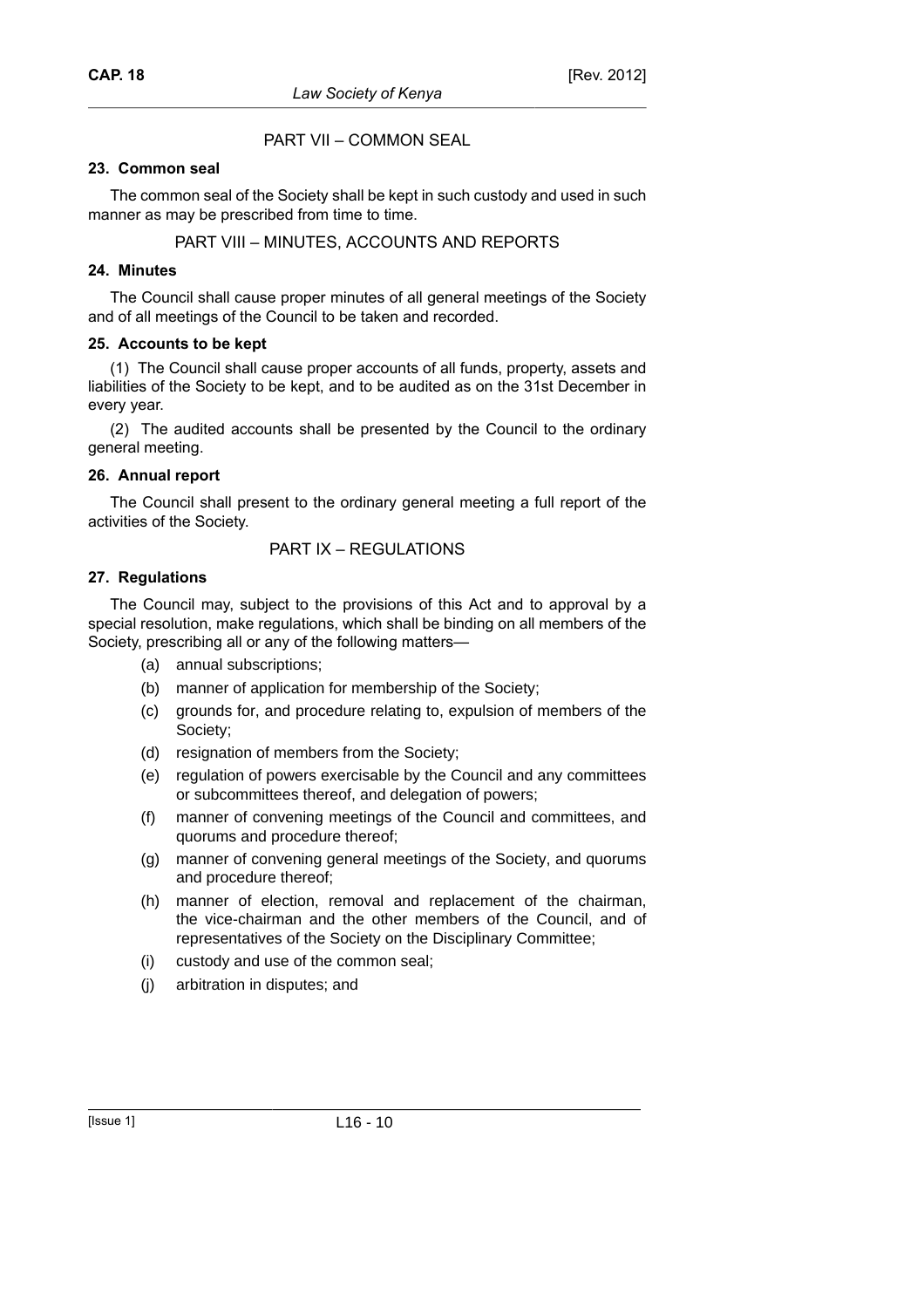## PART VII – COMMON SEAL

### 23. Common seal

The common seal of the Society shall be kept in such custody and used in such manner as may be prescribed from time to time.

## PART VIII – MINUTES, ACCOUNTS AND REPORTS

### 24. Minutes

The Council shall cause proper minutes of all general meetings of the Society and of all meetings of the Council to be taken and recorded.

### 25. Accounts to be kept

(1) The Council shall cause proper accounts of all funds, property, assets and liabilities of the Society to be kept, and to be audited as on the 31st December in every year.

(2) The audited accounts shall be presented by the Council to the ordinary general meeting.

### 26. Annual report

The Council shall present to the ordinary general meeting a full report of the activities of the Society.

## PART IX – REGULATIONS

### 27. Regulations

The Council may, subject to the provisions of this Act and to approval by a special resolution, make regulations, which shall be binding on all members of the Society, prescribing all or any of the following matters—

(a) annual subscriptions;

(b) manner of application for membership of the Society;

(c) grounds for, and procedure relating to, expulsion of members of the Society;

(d) resignation of members from the Society;

(e) regulation of powers exercisable by the Council and any committees or subcommittees thereof, and delegation of powers;

(f) manner of convening meetings of the Council and committees, and quorums and procedure thereof;

(g) manner of convening general meetings of the Society, and quorums and procedure thereof;

(h) manner of election, removal and replacement of the chairman, the vice-chairman and the other members of the Council, and of representatives of the Society on the Disciplinary Committee;

(i) custody and use of the common seal;

(j) arbitration in disputes; and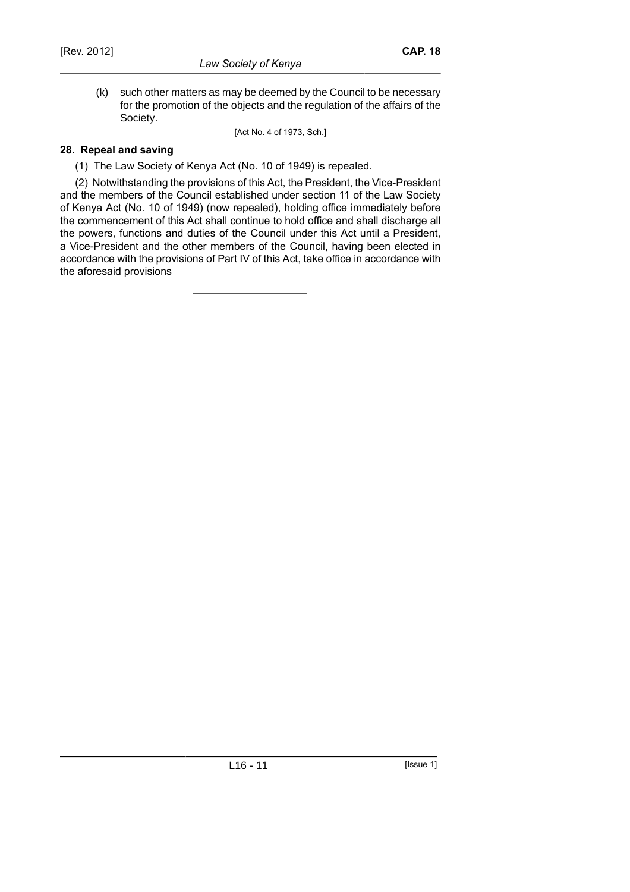(k) such other matters as may be deemed by the Council to be necessary for the promotion of the objects and the regulation of the affairs of the Society.

[Act No. 4 of 1973, Sch.]

**28. Repeal and saving**

(1) The Law Society of Kenya Act (No. 10 of 1949) is repealed.

(2) Notwithstanding the provisions of this Act, the President, the Vice-President and the members of the Council established under section 11 of the Law Society of Kenya Act (No. 10 of 1949) (now repealed), holding office immediately before the commencement of this Act shall continue to hold office and shall discharge all the powers, functions and duties of the Council under this Act until a President, a Vice-President and the other members of the Council, having been elected in accordance with the provisions of Part IV of this Act, take office in accordance with the aforesaid provisions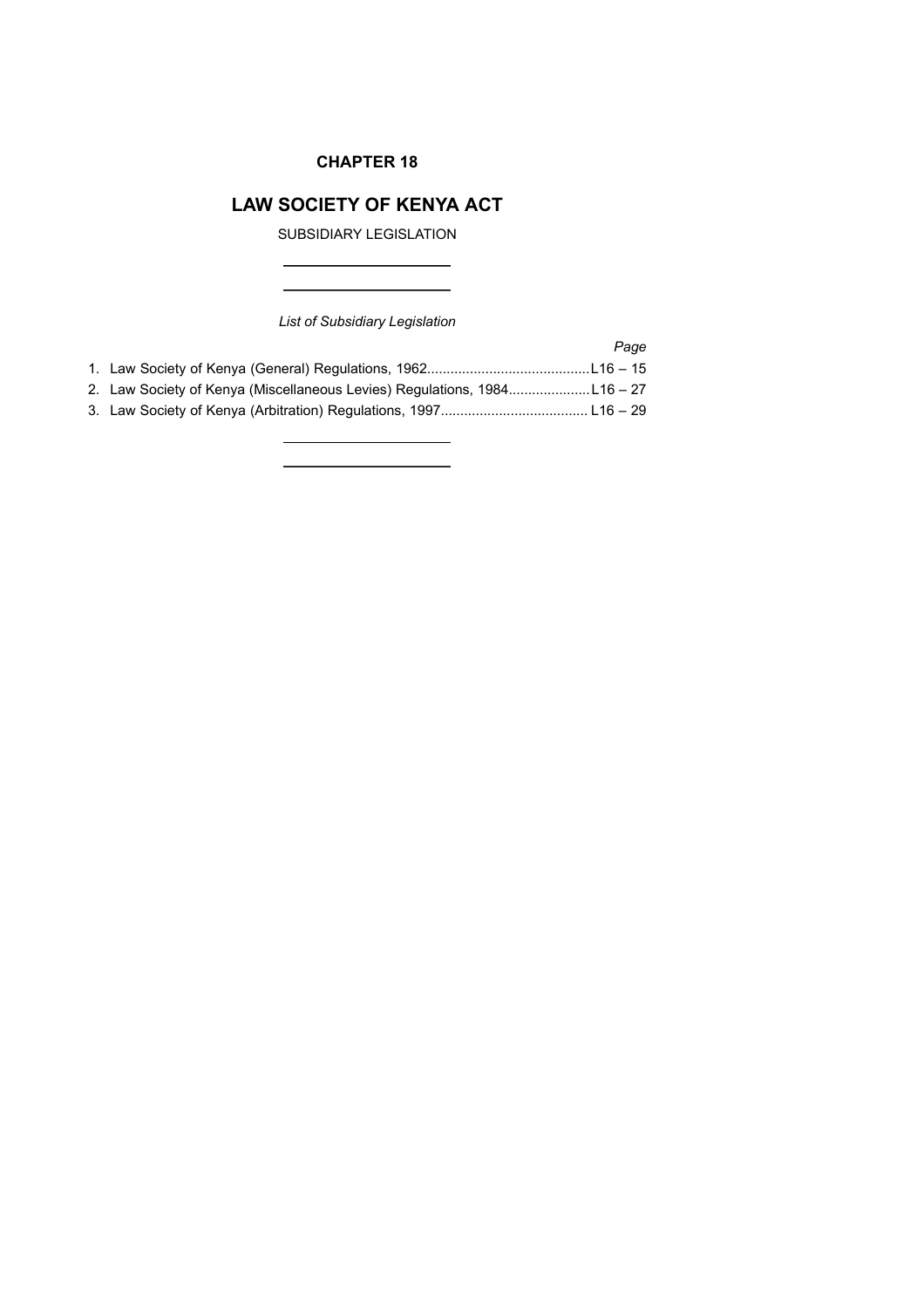# CHAPTER 18

# LAW SOCIETY OF KENYA ACT

SUBSIDIARY LEGISLATION

---

*List of Subsidiary Legislation*

| | *Page* |
|---|---|
| 1. Law Society of Kenya (General) Regulations, 1962 | L16 – 15 |
| 2. Law Society of Kenya (Miscellaneous Levies) Regulations, 1984 | L16 – 27 |
| 3. Law Society of Kenya (Arbitration) Regulations, 1997 | L16 – 29 |

---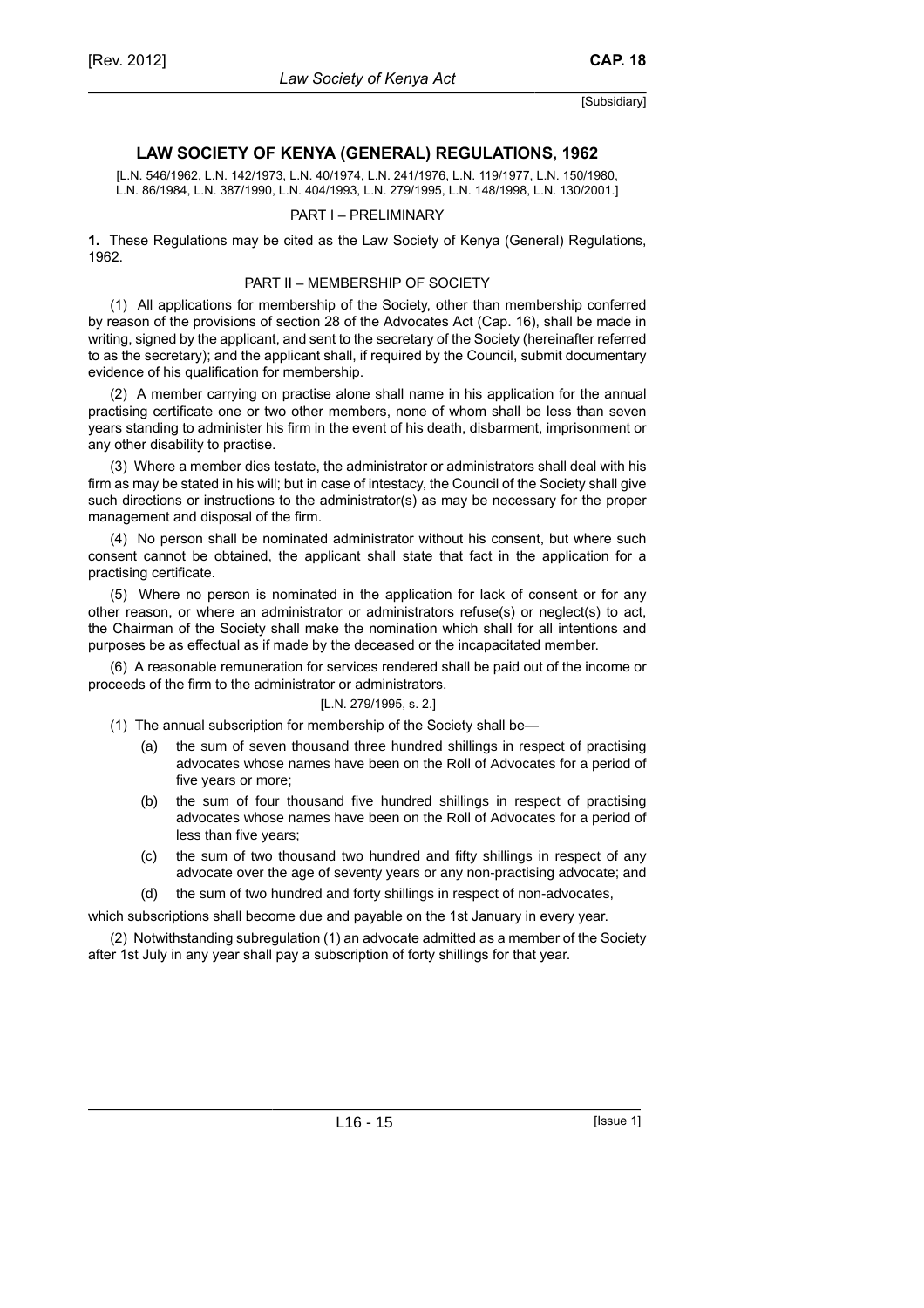## LAW SOCIETY OF KENYA (GENERAL) REGULATIONS, 1962

[L.N. 546/1962, L.N. 142/1973, L.N. 40/1974, L.N. 241/1976, L.N. 119/1977, L.N. 150/1980, L.N. 86/1984, L.N. 387/1990, L.N. 404/1993, L.N. 279/1995, L.N. 148/1998, L.N. 130/2001.]

### PART I – PRELIMINARY

**1.** These Regulations may be cited as the Law Society of Kenya (General) Regulations, 1962.

### PART II – MEMBERSHIP OF SOCIETY

(1) All applications for membership of the Society, other than membership conferred by reason of the provisions of section 28 of the Advocates Act (Cap. 16), shall be made in writing, signed by the applicant, and sent to the secretary of the Society (hereinafter referred to as the secretary); and the applicant shall, if required by the Council, submit documentary evidence of his qualification for membership.

(2) A member carrying on practise alone shall name in his application for the annual practising certificate one or two other members, none of whom shall be less than seven years standing to administer his firm in the event of his death, disbarment, imprisonment or any other disability to practise.

(3) Where a member dies testate, the administrator or administrators shall deal with his firm as may be stated in his will; but in case of intestacy, the Council of the Society shall give such directions or instructions to the administrator(s) as may be necessary for the proper management and disposal of the firm.

(4) No person shall be nominated administrator without his consent, but where such consent cannot be obtained, the applicant shall state that fact in the application for a practising certificate.

(5) Where no person is nominated in the application for lack of consent or for any other reason, or where an administrator or administrators refuse(s) or neglect(s) to act, the Chairman of the Society shall make the nomination which shall for all intentions and purposes be as effectual as if made by the deceased or the incapacitated member.

(6) A reasonable remuneration for services rendered shall be paid out of the income or proceeds of the firm to the administrator or administrators.

[L.N. 279/1995, s. 2.]

(1) The annual subscription for membership of the Society shall be—

(a) the sum of seven thousand three hundred shillings in respect of practising advocates whose names have been on the Roll of Advocates for a period of five years or more;

(b) the sum of four thousand five hundred shillings in respect of practising advocates whose names have been on the Roll of Advocates for a period of less than five years;

(c) the sum of two thousand two hundred and fifty shillings in respect of any advocate over the age of seventy years or any non-practising advocate; and

(d) the sum of two hundred and forty shillings in respect of non-advocates,

which subscriptions shall become due and payable on the 1st January in every year.

(2) Notwithstanding subregulation (1) an advocate admitted as a member of the Society after 1st July in any year shall pay a subscription of forty shillings for that year.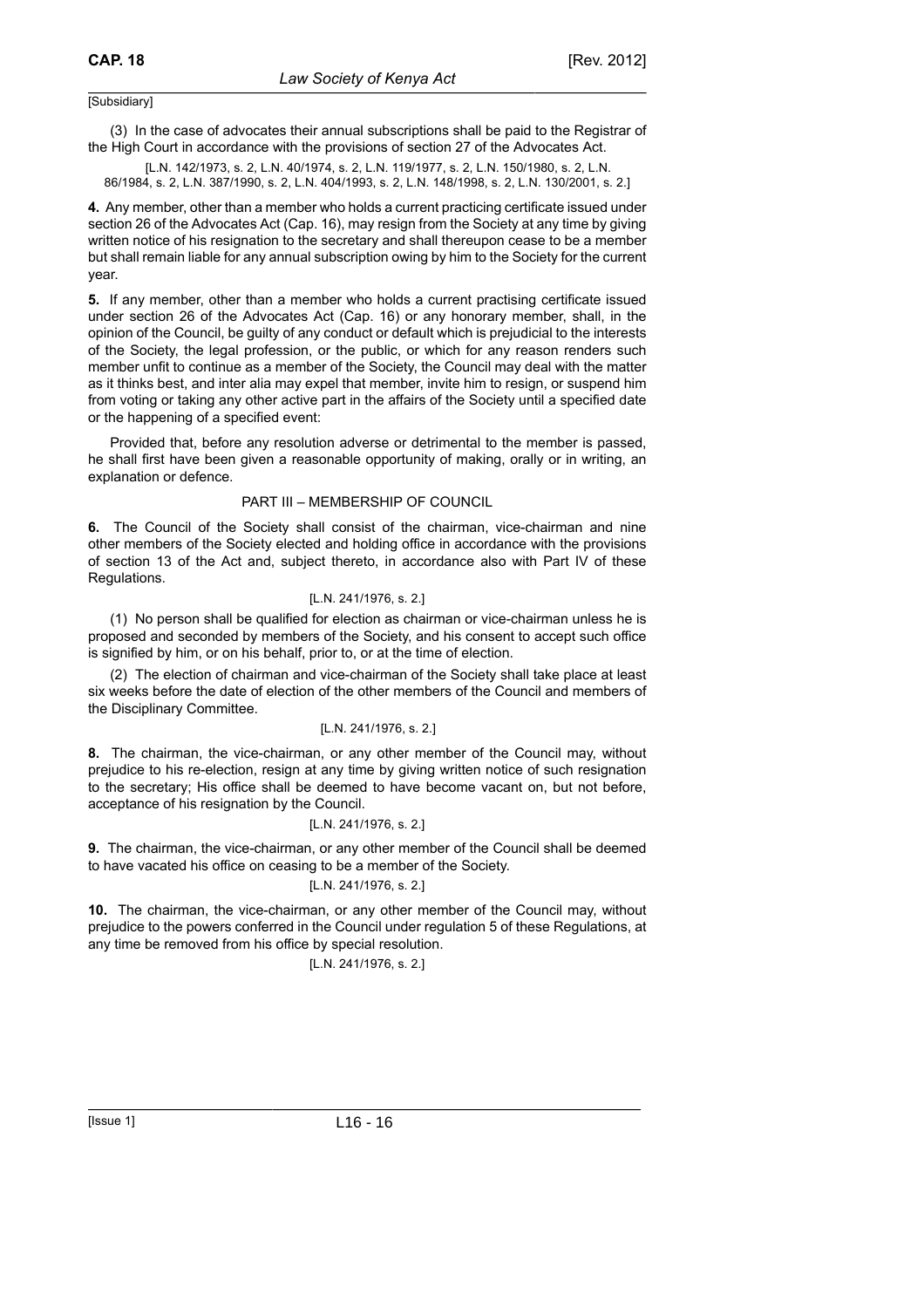[Subsidiary]

(3) In the case of advocates their annual subscriptions shall be paid to the Registrar of the High Court in accordance with the provisions of section 27 of the Advocates Act.

[L.N. 142/1973, s. 2, L.N. 40/1974, s. 2, L.N. 119/1977, s. 2, L.N. 150/1980, s. 2, L.N. 86/1984, s. 2, L.N. 387/1990, s. 2, L.N. 404/1993, s. 2, L.N. 148/1998, s. 2, L.N. 130/2001, s. 2.]

**4.** Any member, other than a member who holds a current practicing certificate issued under section 26 of the Advocates Act (Cap. 16), may resign from the Society at any time by giving written notice of his resignation to the secretary and shall thereupon cease to be a member but shall remain liable for any annual subscription owing by him to the Society for the current year.

**5.** If any member, other than a member who holds a current practising certificate issued under section 26 of the Advocates Act (Cap. 16) or any honorary member, shall, in the opinion of the Council, be guilty of any conduct or default which is prejudicial to the interests of the Society, the legal profession, or the public, or which for any reason renders such member unfit to continue as a member of the Society, the Council may deal with the matter as it thinks best, and inter alia may expel that member, invite him to resign, or suspend him from voting or taking any other active part in the affairs of the Society until a specified date or the happening of a specified event:

Provided that, before any resolution adverse or detrimental to the member is passed, he shall first have been given a reasonable opportunity of making, orally or in writing, an explanation or defence.

## PART III – MEMBERSHIP OF COUNCIL

**6.** The Council of the Society shall consist of the chairman, vice-chairman and nine other members of the Society elected and holding office in accordance with the provisions of section 13 of the Act and, subject thereto, in accordance also with Part IV of these Regulations.

[L.N. 241/1976, s. 2.]

(1) No person shall be qualified for election as chairman or vice-chairman unless he is proposed and seconded by members of the Society, and his consent to accept such office is signified by him, or on his behalf, prior to, or at the time of election.

(2) The election of chairman and vice-chairman of the Society shall take place at least six weeks before the date of election of the other members of the Council and members of the Disciplinary Committee.

[L.N. 241/1976, s. 2.]

**8.** The chairman, the vice-chairman, or any other member of the Council may, without prejudice to his re-election, resign at any time by giving written notice of such resignation to the secretary; His office shall be deemed to have become vacant on, but not before, acceptance of his resignation by the Council.

[L.N. 241/1976, s. 2.]

**9.** The chairman, the vice-chairman, or any other member of the Council shall be deemed to have vacated his office on ceasing to be a member of the Society.

[L.N. 241/1976, s. 2.]

**10.** The chairman, the vice-chairman, or any other member of the Council may, without prejudice to the powers conferred in the Council under regulation 5 of these Regulations, at any time be removed from his office by special resolution.

[L.N. 241/1976, s. 2.]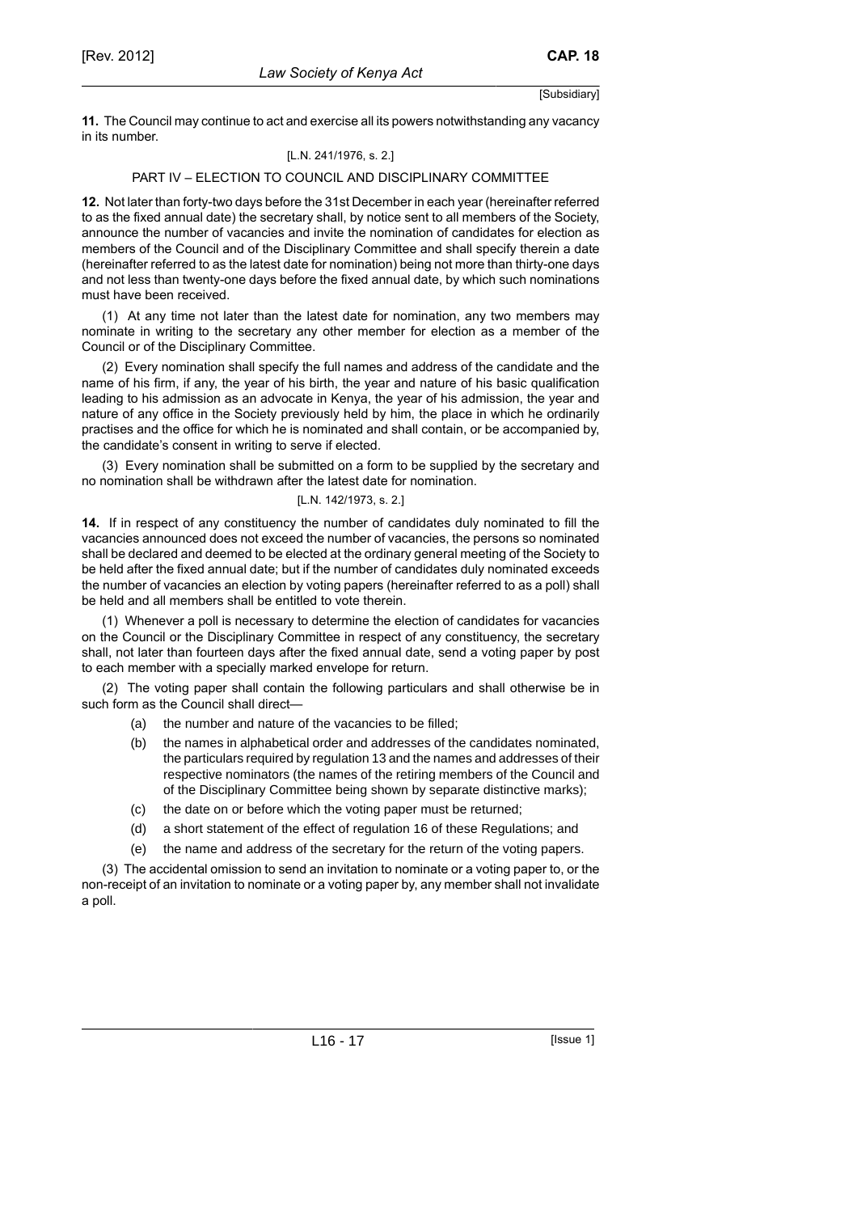**11.** The Council may continue to act and exercise all its powers notwithstanding any vacancy in its number.

[L.N. 241/1976, s. 2.]

## PART IV – ELECTION TO COUNCIL AND DISCIPLINARY COMMITTEE

**12.** Not later than forty-two days before the 31st December in each year (hereinafter referred to as the fixed annual date) the secretary shall, by notice sent to all members of the Society, announce the number of vacancies and invite the nomination of candidates for election as members of the Council and of the Disciplinary Committee and shall specify therein a date (hereinafter referred to as the latest date for nomination) being not more than thirty-one days and not less than twenty-one days before the fixed annual date, by which such nominations must have been received.

(1) At any time not later than the latest date for nomination, any two members may nominate in writing to the secretary any other member for election as a member of the Council or of the Disciplinary Committee.

(2) Every nomination shall specify the full names and address of the candidate and the name of his firm, if any, the year of his birth, the year and nature of his basic qualification leading to his admission as an advocate in Kenya, the year of his admission, the year and nature of any office in the Society previously held by him, the place in which he ordinarily practises and the office for which he is nominated and shall contain, or be accompanied by, the candidate's consent in writing to serve if elected.

(3) Every nomination shall be submitted on a form to be supplied by the secretary and no nomination shall be withdrawn after the latest date for nomination.

[L.N. 142/1973, s. 2.]

**14.** If in respect of any constituency the number of candidates duly nominated to fill the vacancies announced does not exceed the number of vacancies, the persons so nominated shall be declared and deemed to be elected at the ordinary general meeting of the Society to be held after the fixed annual date; but if the number of candidates duly nominated exceeds the number of vacancies an election by voting papers (hereinafter referred to as a poll) shall be held and all members shall be entitled to vote therein.

(1) Whenever a poll is necessary to determine the election of candidates for vacancies on the Council or the Disciplinary Committee in respect of any constituency, the secretary shall, not later than fourteen days after the fixed annual date, send a voting paper by post to each member with a specially marked envelope for return.

(2) The voting paper shall contain the following particulars and shall otherwise be in such form as the Council shall direct—

- (a) the number and nature of the vacancies to be filled;
- (b) the names in alphabetical order and addresses of the candidates nominated, the particulars required by regulation 13 and the names and addresses of their respective nominators (the names of the retiring members of the Council and of the Disciplinary Committee being shown by separate distinctive marks);
- (c) the date on or before which the voting paper must be returned;
- (d) a short statement of the effect of regulation 16 of these Regulations; and
- (e) the name and address of the secretary for the return of the voting papers.

(3) The accidental omission to send an invitation to nominate or a voting paper to, or the non-receipt of an invitation to nominate or a voting paper by, any member shall not invalidate a poll.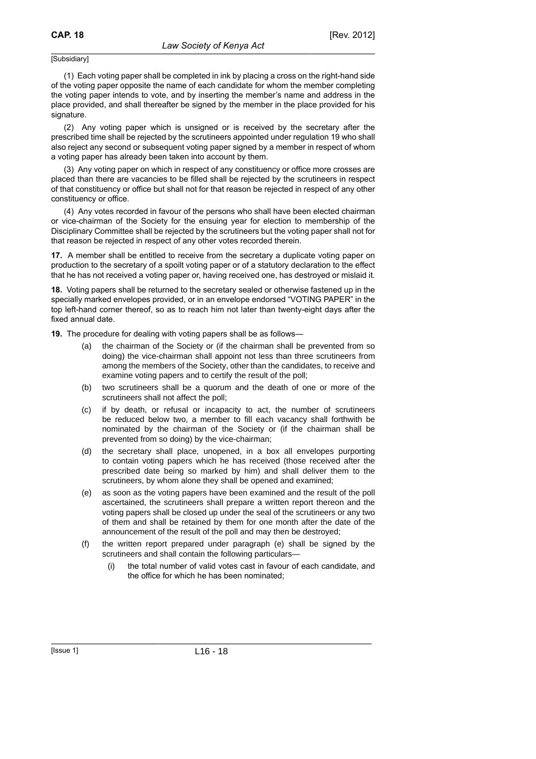(1) Each voting paper shall be completed in ink by placing a cross on the right-hand side of the voting paper opposite the name of each candidate for whom the member completing the voting paper intends to vote, and by inserting the member's name and address in the place provided, and shall thereafter be signed by the member in the place provided for his signature.

(2) Any voting paper which is unsigned or is received by the secretary after the prescribed time shall be rejected by the scrutineers appointed under regulation 19 who shall also reject any second or subsequent voting paper signed by a member in respect of whom a voting paper has already been taken into account by them.

(3) Any voting paper on which in respect of any constituency or office more crosses are placed than there are vacancies to be filled shall be rejected by the scrutineers in respect of that constituency or office but shall not for that reason be rejected in respect of any other constituency or office.

(4) Any votes recorded in favour of the persons who shall have been elected chairman or vice-chairman of the Society for the ensuing year for election to membership of the Disciplinary Committee shall be rejected by the scrutineers but the voting paper shall not for that reason be rejected in respect of any other votes recorded therein.

**17.** A member shall be entitled to receive from the secretary a duplicate voting paper on production to the secretary of a spoilt voting paper or of a statutory declaration to the effect that he has not received a voting paper or, having received one, has destroyed or mislaid it.

**18.** Voting papers shall be returned to the secretary sealed or otherwise fastened up in the specially marked envelopes provided, or in an envelope endorsed "VOTING PAPER" in the top left-hand corner thereof, so as to reach him not later than twenty-eight days after the fixed annual date.

**19.** The procedure for dealing with voting papers shall be as follows—

(a) the chairman of the Society or (if the chairman shall be prevented from so doing) the vice-chairman shall appoint not less than three scrutineers from among the members of the Society, other than the candidates, to receive and examine voting papers and to certify the result of the poll;

(b) two scrutineers shall be a quorum and the death of one or more of the scrutineers shall not affect the poll;

(c) if by death, or refusal or incapacity to act, the number of scrutineers be reduced below two, a member to fill each vacancy shall forthwith be nominated by the chairman of the Society or (if the chairman shall be prevented from so doing) by the vice-chairman;

(d) the secretary shall place, unopened, in a box all envelopes purporting to contain voting papers which he has received (those received after the prescribed date being so marked by him) and shall deliver them to the scrutineers, by whom alone they shall be opened and examined;

(e) as soon as the voting papers have been examined and the result of the poll ascertained, the scrutineers shall prepare a written report thereon and the voting papers shall be closed up under the seal of the scrutineers or any two of them and shall be retained by them for one month after the date of the announcement of the result of the poll and may then be destroyed;

(f) the written report prepared under paragraph (e) shall be signed by the scrutineers and shall contain the following particulars—

(i) the total number of valid votes cast in favour of each candidate, and the office for which he has been nominated;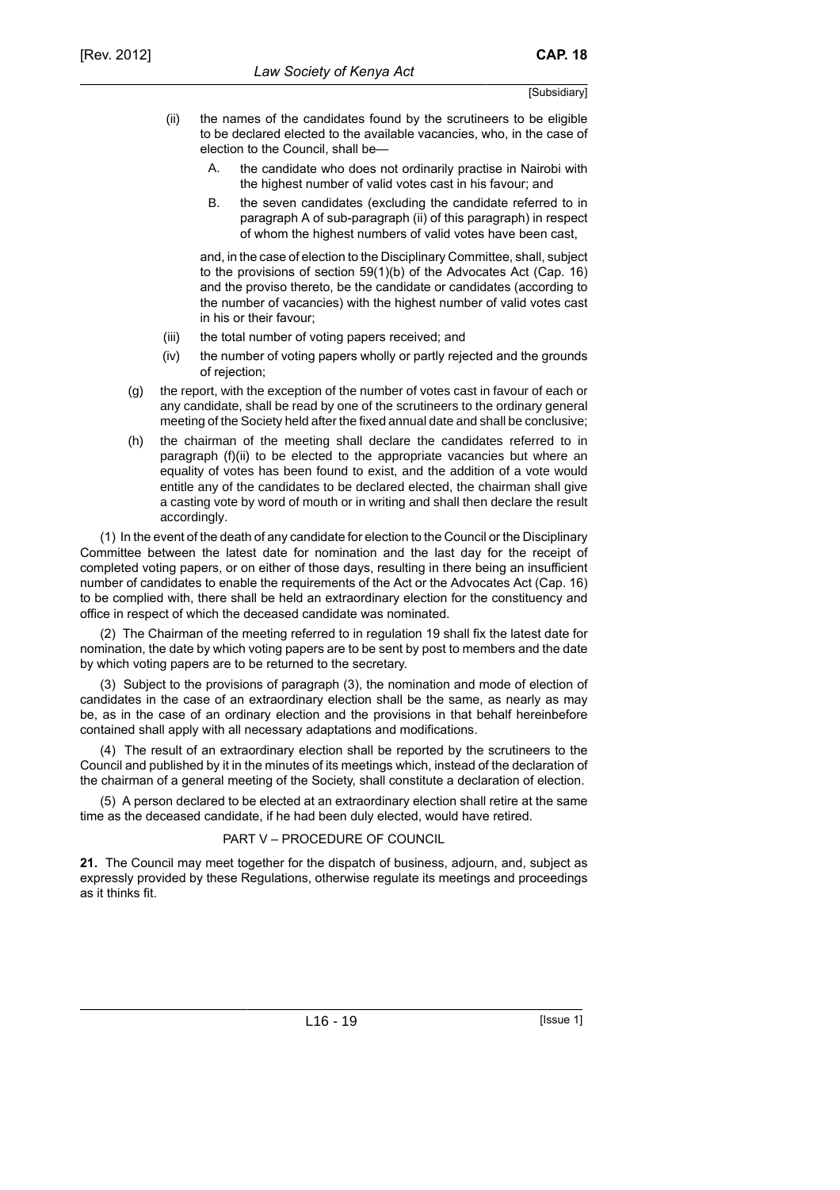(ii) the names of the candidates found by the scrutineers to be eligible to be declared elected to the available vacancies, who, in the case of election to the Council, shall be—

A. the candidate who does not ordinarily practise in Nairobi with the highest number of valid votes cast in his favour; and

B. the seven candidates (excluding the candidate referred to in paragraph A of sub-paragraph (ii) of this paragraph) in respect of whom the highest numbers of valid votes have been cast,

and, in the case of election to the Disciplinary Committee, shall, subject to the provisions of section 59(1)(b) of the Advocates Act (Cap. 16) and the proviso thereto, be the candidate or candidates (according to the number of vacancies) with the highest number of valid votes cast in his or their favour;

(iii) the total number of voting papers received; and

(iv) the number of voting papers wholly or partly rejected and the grounds of rejection;

(g) the report, with the exception of the number of votes cast in favour of each or any candidate, shall be read by one of the scrutineers to the ordinary general meeting of the Society held after the fixed annual date and shall be conclusive;

(h) the chairman of the meeting shall declare the candidates referred to in paragraph (f)(ii) to be elected to the appropriate vacancies but where an equality of votes has been found to exist, and the addition of a vote would entitle any of the candidates to be declared elected, the chairman shall give a casting vote by word of mouth or in writing and shall then declare the result accordingly.

(1) In the event of the death of any candidate for election to the Council or the Disciplinary Committee between the latest date for nomination and the last day for the receipt of completed voting papers, or on either of those days, resulting in there being an insufficient number of candidates to enable the requirements of the Act or the Advocates Act (Cap. 16) to be complied with, there shall be held an extraordinary election for the constituency and office in respect of which the deceased candidate was nominated.

(2) The Chairman of the meeting referred to in regulation 19 shall fix the latest date for nomination, the date by which voting papers are to be sent by post to members and the date by which voting papers are to be returned to the secretary.

(3) Subject to the provisions of paragraph (3), the nomination and mode of election of candidates in the case of an extraordinary election shall be the same, as nearly as may be, as in the case of an ordinary election and the provisions in that behalf hereinbefore contained shall apply with all necessary adaptations and modifications.

(4) The result of an extraordinary election shall be reported by the scrutineers to the Council and published by it in the minutes of its meetings which, instead of the declaration of the chairman of a general meeting of the Society, shall constitute a declaration of election.

(5) A person declared to be elected at an extraordinary election shall retire at the same time as the deceased candidate, if he had been duly elected, would have retired.

## PART V – PROCEDURE OF COUNCIL

**21.** The Council may meet together for the dispatch of business, adjourn, and, subject as expressly provided by these Regulations, otherwise regulate its meetings and proceedings as it thinks fit.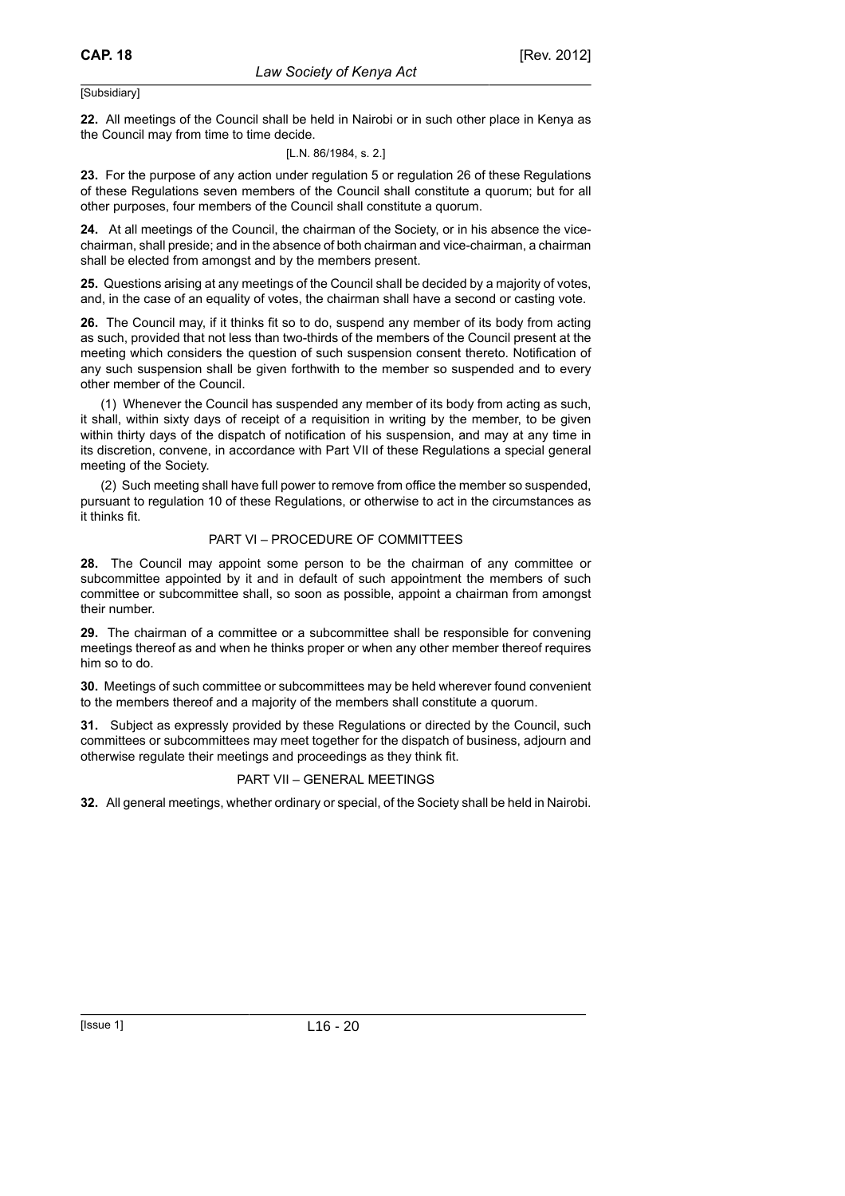[Subsidiary]

**22.** All meetings of the Council shall be held in Nairobi or in such other place in Kenya as the Council may from time to time decide.

[L.N. 86/1984, s. 2.]

**23.** For the purpose of any action under regulation 5 or regulation 26 of these Regulations of these Regulations seven members of the Council shall constitute a quorum; but for all other purposes, four members of the Council shall constitute a quorum.

**24.** At all meetings of the Council, the chairman of the Society, or in his absence the vice-chairman, shall preside; and in the absence of both chairman and vice-chairman, a chairman shall be elected from amongst and by the members present.

**25.** Questions arising at any meetings of the Council shall be decided by a majority of votes, and, in the case of an equality of votes, the chairman shall have a second or casting vote.

**26.** The Council may, if it thinks fit so to do, suspend any member of its body from acting as such, provided that not less than two-thirds of the members of the Council present at the meeting which considers the question of such suspension consent thereto. Notification of any such suspension shall be given forthwith to the member so suspended and to every other member of the Council.

(1) Whenever the Council has suspended any member of its body from acting as such, it shall, within sixty days of receipt of a requisition in writing by the member, to be given within thirty days of the dispatch of notification of his suspension, and may at any time in its discretion, convene, in accordance with Part VII of these Regulations a special general meeting of the Society.

(2) Such meeting shall have full power to remove from office the member so suspended, pursuant to regulation 10 of these Regulations, or otherwise to act in the circumstances as it thinks fit.

## PART VI – PROCEDURE OF COMMITTEES

**28.** The Council may appoint some person to be the chairman of any committee or subcommittee appointed by it and in default of such appointment the members of such committee or subcommittee shall, so soon as possible, appoint a chairman from amongst their number.

**29.** The chairman of a committee or a subcommittee shall be responsible for convening meetings thereof as and when he thinks proper or when any other member thereof requires him so to do.

**30.** Meetings of such committee or subcommittees may be held wherever found convenient to the members thereof and a majority of the members shall constitute a quorum.

**31.** Subject as expressly provided by these Regulations or directed by the Council, such committees or subcommittees may meet together for the dispatch of business, adjourn and otherwise regulate their meetings and proceedings as they think fit.

## PART VII – GENERAL MEETINGS

**32.** All general meetings, whether ordinary or special, of the Society shall be held in Nairobi.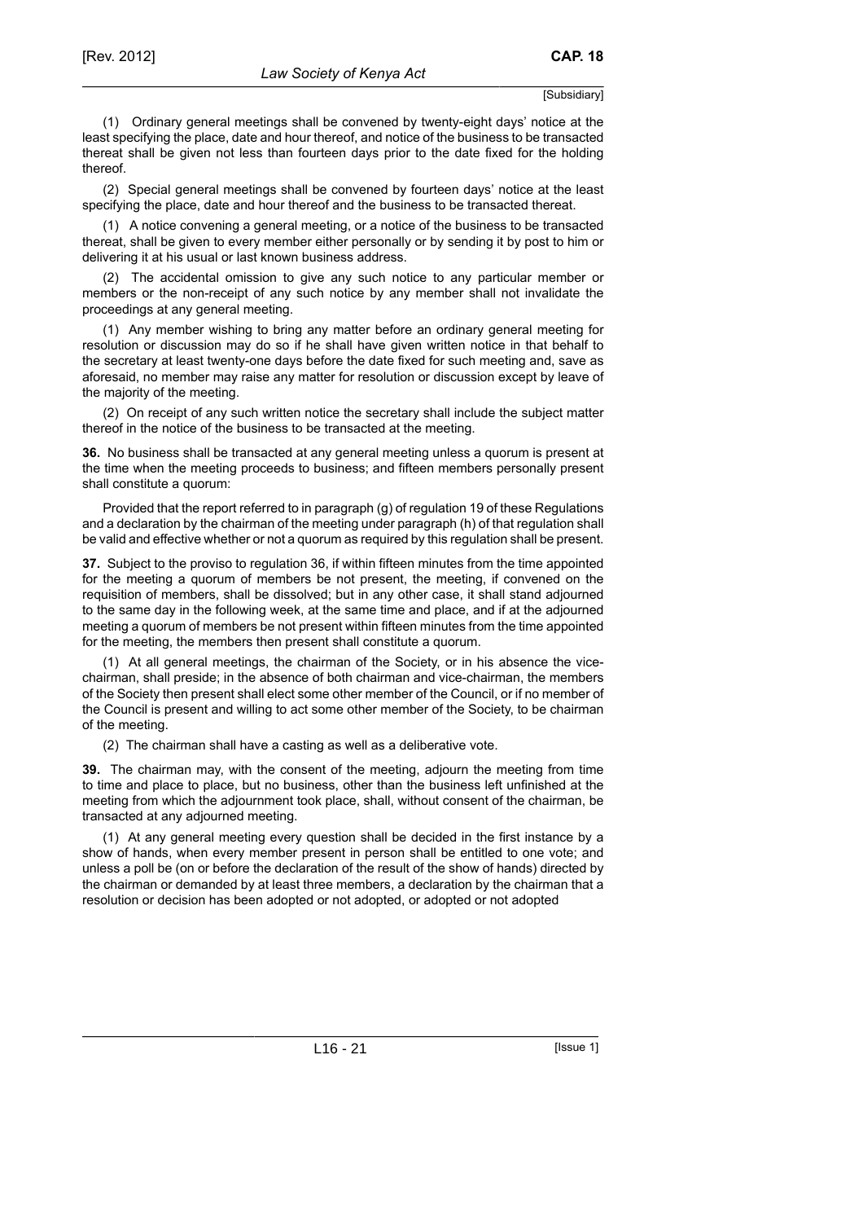(1) Ordinary general meetings shall be convened by twenty-eight days' notice at the least specifying the place, date and hour thereof, and notice of the business to be transacted thereat shall be given not less than fourteen days prior to the date fixed for the holding thereof.

(2) Special general meetings shall be convened by fourteen days' notice at the least specifying the place, date and hour thereof and the business to be transacted thereat.

(1) A notice convening a general meeting, or a notice of the business to be transacted thereat, shall be given to every member either personally or by sending it by post to him or delivering it at his usual or last known business address.

(2) The accidental omission to give any such notice to any particular member or members or the non-receipt of any such notice by any member shall not invalidate the proceedings at any general meeting.

(1) Any member wishing to bring any matter before an ordinary general meeting for resolution or discussion may do so if he shall have given written notice in that behalf to the secretary at least twenty-one days before the date fixed for such meeting and, save as aforesaid, no member may raise any matter for resolution or discussion except by leave of the majority of the meeting.

(2) On receipt of any such written notice the secretary shall include the subject matter thereof in the notice of the business to be transacted at the meeting.

**36.** No business shall be transacted at any general meeting unless a quorum is present at the time when the meeting proceeds to business; and fifteen members personally present shall constitute a quorum:

Provided that the report referred to in paragraph (g) of regulation 19 of these Regulations and a declaration by the chairman of the meeting under paragraph (h) of that regulation shall be valid and effective whether or not a quorum as required by this regulation shall be present.

**37.** Subject to the proviso to regulation 36, if within fifteen minutes from the time appointed for the meeting a quorum of members be not present, the meeting, if convened on the requisition of members, shall be dissolved; but in any other case, it shall stand adjourned to the same day in the following week, at the same time and place, and if at the adjourned meeting a quorum of members be not present within fifteen minutes from the time appointed for the meeting, the members then present shall constitute a quorum.

(1) At all general meetings, the chairman of the Society, or in his absence the vice-chairman, shall preside; in the absence of both chairman and vice-chairman, the members of the Society then present shall elect some other member of the Council, or if no member of the Council is present and willing to act some other member of the Society, to be chairman of the meeting.

(2) The chairman shall have a casting as well as a deliberative vote.

**39.** The chairman may, with the consent of the meeting, adjourn the meeting from time to time and place to place, but no business, other than the business left unfinished at the meeting from which the adjournment took place, shall, without consent of the chairman, be transacted at any adjourned meeting.

(1) At any general meeting every question shall be decided in the first instance by a show of hands, when every member present in person shall be entitled to one vote; and unless a poll be (on or before the declaration of the result of the show of hands) directed by the chairman or demanded by at least three members, a declaration by the chairman that a resolution or decision has been adopted or not adopted, or adopted or not adopted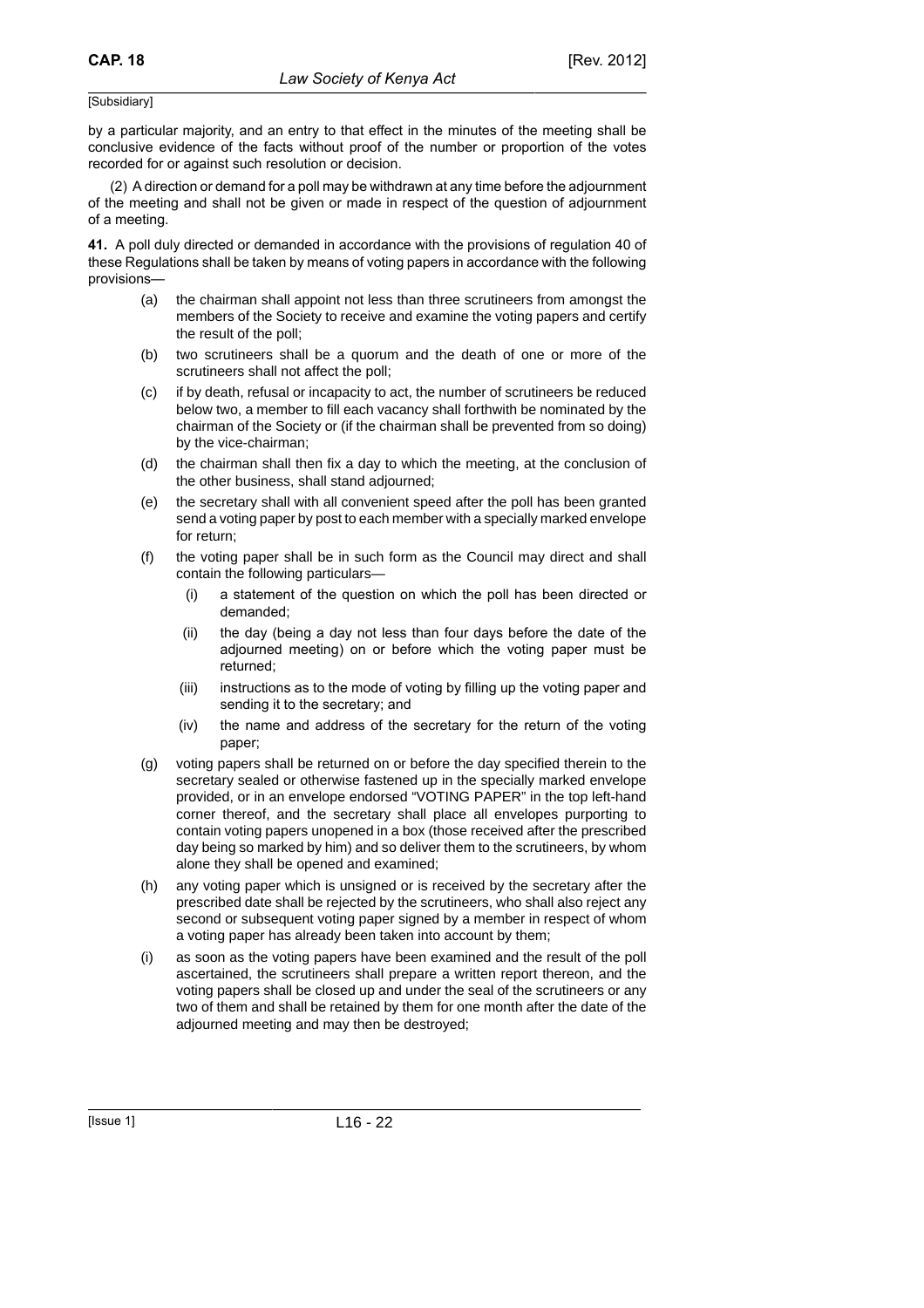by a particular majority, and an entry to that effect in the minutes of the meeting shall be conclusive evidence of the facts without proof of the number or proportion of the votes recorded for or against such resolution or decision.

(2) A direction or demand for a poll may be withdrawn at any time before the adjournment of the meeting and shall not be given or made in respect of the question of adjournment of a meeting.

**41.** A poll duly directed or demanded in accordance with the provisions of regulation 40 of these Regulations shall be taken by means of voting papers in accordance with the following provisions—

(a) the chairman shall appoint not less than three scrutineers from amongst the members of the Society to receive and examine the voting papers and certify the result of the poll;

(b) two scrutineers shall be a quorum and the death of one or more of the scrutineers shall not affect the poll;

(c) if by death, refusal or incapacity to act, the number of scrutineers be reduced below two, a member to fill each vacancy shall forthwith be nominated by the chairman of the Society or (if the chairman shall be prevented from so doing) by the vice-chairman;

(d) the chairman shall then fix a day to which the meeting, at the conclusion of the other business, shall stand adjourned;

(e) the secretary shall with all convenient speed after the poll has been granted send a voting paper by post to each member with a specially marked envelope for return;

(f) the voting paper shall be in such form as the Council may direct and shall contain the following particulars—

   (i) a statement of the question on which the poll has been directed or demanded;

   (ii) the day (being a day not less than four days before the date of the adjourned meeting) on or before which the voting paper must be returned;

   (iii) instructions as to the mode of voting by filling up the voting paper and sending it to the secretary; and

   (iv) the name and address of the secretary for the return of the voting paper;

(g) voting papers shall be returned on or before the day specified therein to the secretary sealed or otherwise fastened up in the specially marked envelope provided, or in an envelope endorsed "VOTING PAPER" in the top left-hand corner thereof, and the secretary shall place all envelopes purporting to contain voting papers unopened in a box (those received after the prescribed day being so marked by him) and so deliver them to the scrutineers, by whom alone they shall be opened and examined;

(h) any voting paper which is unsigned or is received by the secretary after the prescribed date shall be rejected by the scrutineers, who shall also reject any second or subsequent voting paper signed by a member in respect of whom a voting paper has already been taken into account by them;

(i) as soon as the voting papers have been examined and the result of the poll ascertained, the scrutineers shall prepare a written report thereon, and the voting papers shall be closed up and under the seal of the scrutineers or any two of them and shall be retained by them for one month after the date of the adjourned meeting and may then be destroyed;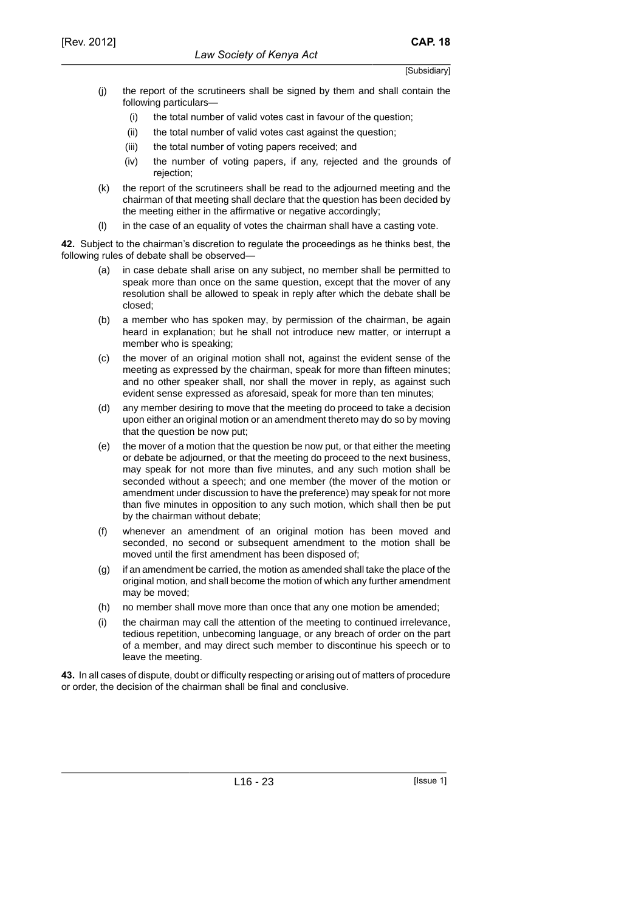(j) the report of the scrutineers shall be signed by them and shall contain the following particulars—

  (i) the total number of valid votes cast in favour of the question;

  (ii) the total number of valid votes cast against the question;

  (iii) the total number of voting papers received; and

  (iv) the number of voting papers, if any, rejected and the grounds of rejection;

(k) the report of the scrutineers shall be read to the adjourned meeting and the chairman of that meeting shall declare that the question has been decided by the meeting either in the affirmative or negative accordingly;

(l) in the case of an equality of votes the chairman shall have a casting vote.

**42.** Subject to the chairman's discretion to regulate the proceedings as he thinks best, the following rules of debate shall be observed—

(a) in case debate shall arise on any subject, no member shall be permitted to speak more than once on the same question, except that the mover of any resolution shall be allowed to speak in reply after which the debate shall be closed;

(b) a member who has spoken may, by permission of the chairman, be again heard in explanation; but he shall not introduce new matter, or interrupt a member who is speaking;

(c) the mover of an original motion shall not, against the evident sense of the meeting as expressed by the chairman, speak for more than fifteen minutes; and no other speaker shall, nor shall the mover in reply, as against such evident sense expressed as aforesaid, speak for more than ten minutes;

(d) any member desiring to move that the meeting do proceed to take a decision upon either an original motion or an amendment thereto may do so by moving that the question be now put;

(e) the mover of a motion that the question be now put, or that either the meeting or debate be adjourned, or that the meeting do proceed to the next business, may speak for not more than five minutes, and any such motion shall be seconded without a speech; and one member (the mover of the motion or amendment under discussion to have the preference) may speak for not more than five minutes in opposition to any such motion, which shall then be put by the chairman without debate;

(f) whenever an amendment of an original motion has been moved and seconded, no second or subsequent amendment to the motion shall be moved until the first amendment has been disposed of;

(g) if an amendment be carried, the motion as amended shall take the place of the original motion, and shall become the motion of which any further amendment may be moved;

(h) no member shall move more than once that any one motion be amended;

(i) the chairman may call the attention of the meeting to continued irrelevance, tedious repetition, unbecoming language, or any breach of order on the part of a member, and may direct such member to discontinue his speech or to leave the meeting.

**43.** In all cases of dispute, doubt or difficulty respecting or arising out of matters of procedure or order, the decision of the chairman shall be final and conclusive.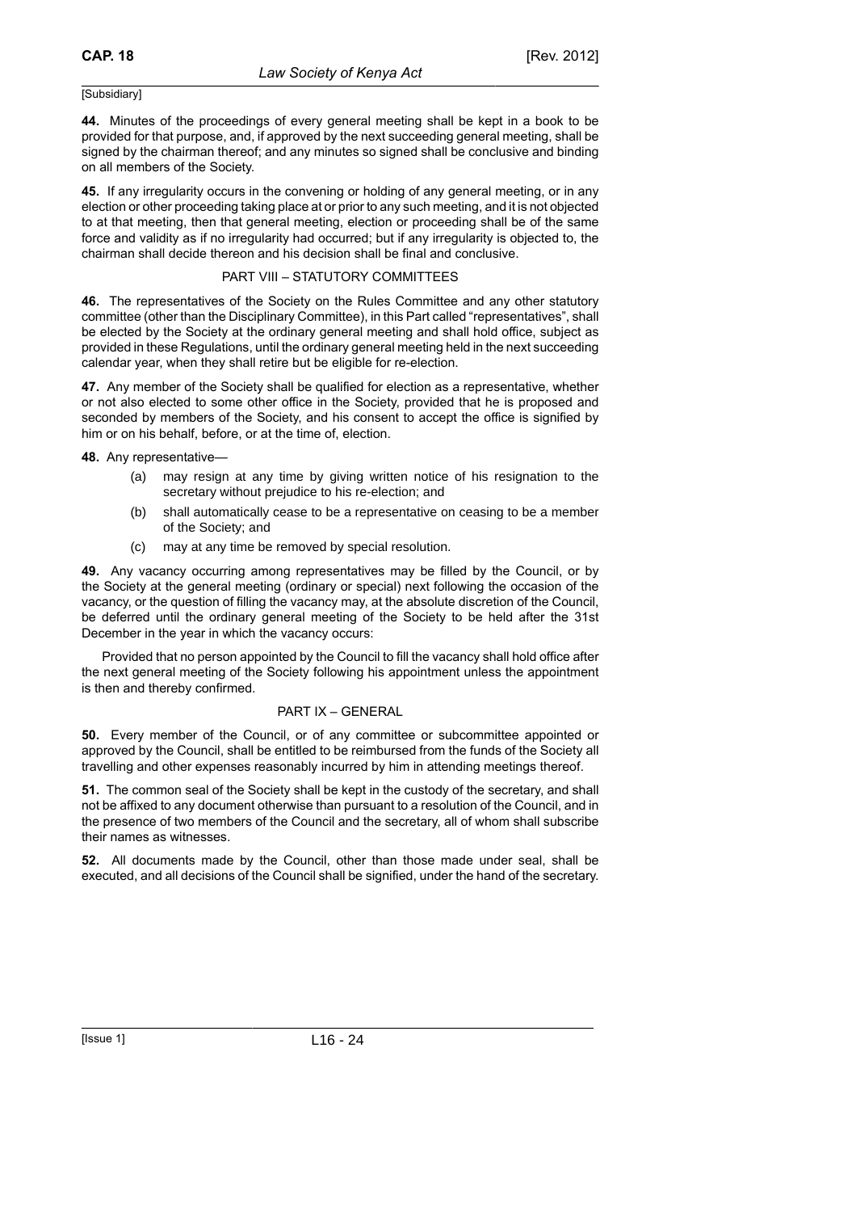**44.** Minutes of the proceedings of every general meeting shall be kept in a book to be provided for that purpose, and, if approved by the next succeeding general meeting, shall be signed by the chairman thereof; and any minutes so signed shall be conclusive and binding on all members of the Society.

**45.** If any irregularity occurs in the convening or holding of any general meeting, or in any election or other proceeding taking place at or prior to any such meeting, and it is not objected to at that meeting, then that general meeting, election or proceeding shall be of the same force and validity as if no irregularity had occurred; but if any irregularity is objected to, the chairman shall decide thereon and his decision shall be final and conclusive.

## PART VIII – STATUTORY COMMITTEES

**46.** The representatives of the Society on the Rules Committee and any other statutory committee (other than the Disciplinary Committee), in this Part called "representatives", shall be elected by the Society at the ordinary general meeting and shall hold office, subject as provided in these Regulations, until the ordinary general meeting held in the next succeeding calendar year, when they shall retire but be eligible for re-election.

**47.** Any member of the Society shall be qualified for election as a representative, whether or not also elected to some other office in the Society, provided that he is proposed and seconded by members of the Society, and his consent to accept the office is signified by him or on his behalf, before, or at the time of, election.

**48.** Any representative—

(a) may resign at any time by giving written notice of his resignation to the secretary without prejudice to his re-election; and

(b) shall automatically cease to be a representative on ceasing to be a member of the Society; and

(c) may at any time be removed by special resolution.

**49.** Any vacancy occurring among representatives may be filled by the Council, or by the Society at the general meeting (ordinary or special) next following the occasion of the vacancy, or the question of filling the vacancy may, at the absolute discretion of the Council, be deferred until the ordinary general meeting of the Society to be held after the 31st December in the year in which the vacancy occurs:

Provided that no person appointed by the Council to fill the vacancy shall hold office after the next general meeting of the Society following his appointment unless the appointment is then and thereby confirmed.

## PART IX – GENERAL

**50.** Every member of the Council, or of any committee or subcommittee appointed or approved by the Council, shall be entitled to be reimbursed from the funds of the Society all travelling and other expenses reasonably incurred by him in attending meetings thereof.

**51.** The common seal of the Society shall be kept in the custody of the secretary, and shall not be affixed to any document otherwise than pursuant to a resolution of the Council, and in the presence of two members of the Council and the secretary, all of whom shall subscribe their names as witnesses.

**52.** All documents made by the Council, other than those made under seal, shall be executed, and all decisions of the Council shall be signified, under the hand of the secretary.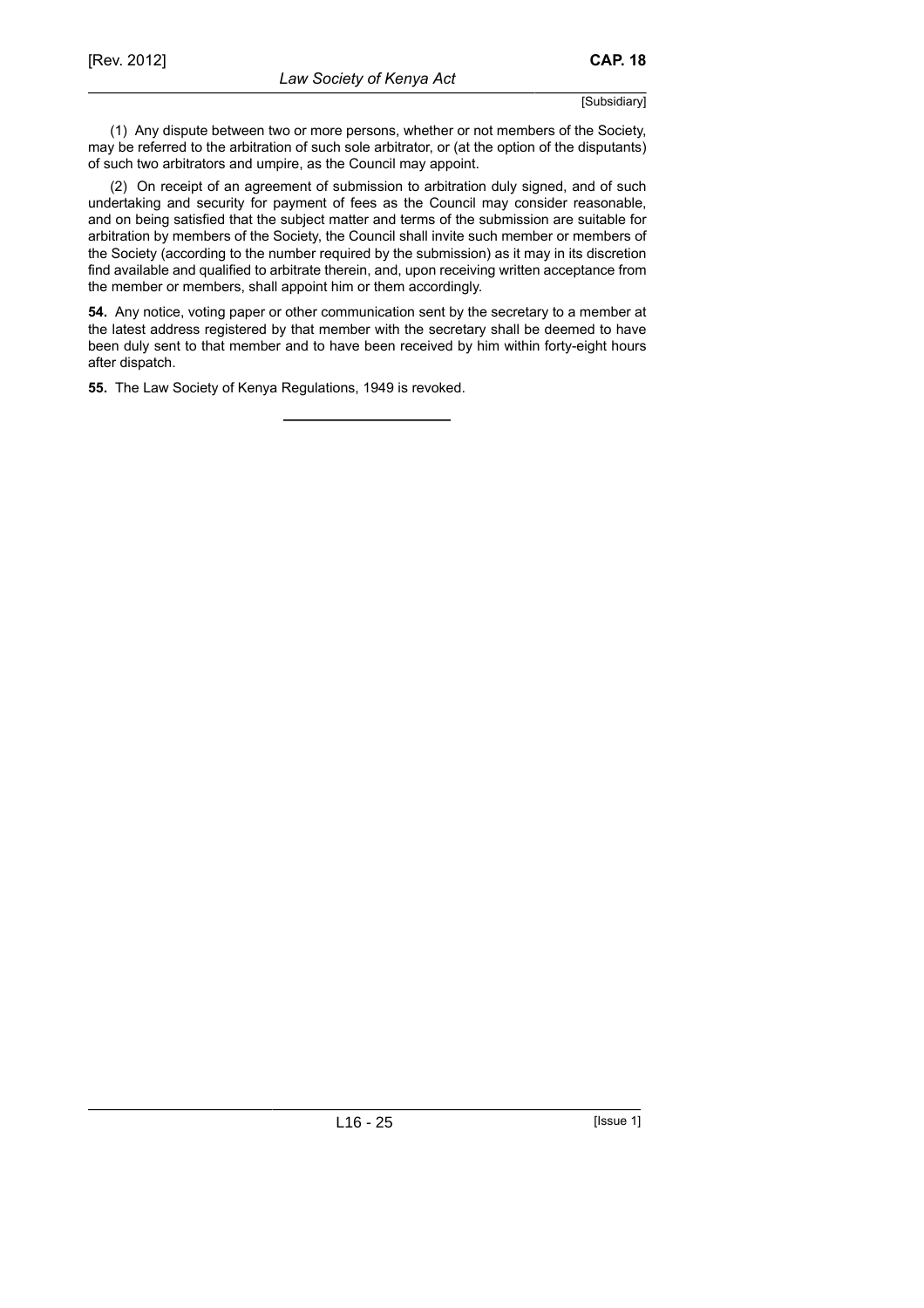(1) Any dispute between two or more persons, whether or not members of the Society, may be referred to the arbitration of such sole arbitrator, or (at the option of the disputants) of such two arbitrators and umpire, as the Council may appoint.

(2) On receipt of an agreement of submission to arbitration duly signed, and of such undertaking and security for payment of fees as the Council may consider reasonable, and on being satisfied that the subject matter and terms of the submission are suitable for arbitration by members of the Society, the Council shall invite such member or members of the Society (according to the number required by the submission) as it may in its discretion find available and qualified to arbitrate therein, and, upon receiving written acceptance from the member or members, shall appoint him or them accordingly.

**54.** Any notice, voting paper or other communication sent by the secretary to a member at the latest address registered by that member with the secretary shall be deemed to have been duly sent to that member and to have been received by him within forty-eight hours after dispatch.

**55.** The Law Society of Kenya Regulations, 1949 is revoked.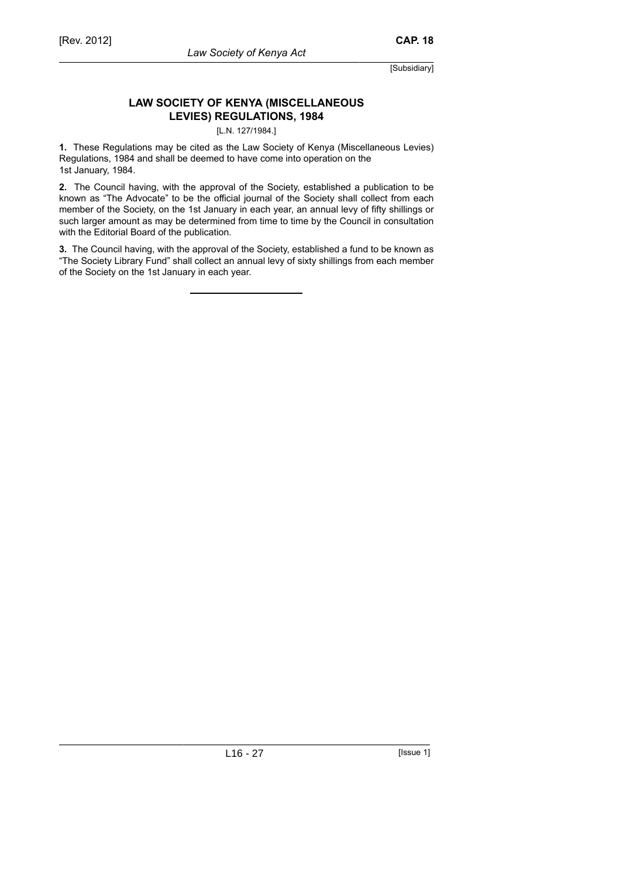## LAW SOCIETY OF KENYA (MISCELLANEOUS LEVIES) REGULATIONS, 1984

[L.N. 127/1984.]

**1.** These Regulations may be cited as the Law Society of Kenya (Miscellaneous Levies) Regulations, 1984 and shall be deemed to have come into operation on the 1st January, 1984.

**2.** The Council having, with the approval of the Society, established a publication to be known as "The Advocate" to be the official journal of the Society shall collect from each member of the Society, on the 1st January in each year, an annual levy of fifty shillings or such larger amount as may be determined from time to time by the Council in consultation with the Editorial Board of the publication.

**3.** The Council having, with the approval of the Society, established a fund to be known as "The Society Library Fund" shall collect an annual levy of sixty shillings from each member of the Society on the 1st January in each year.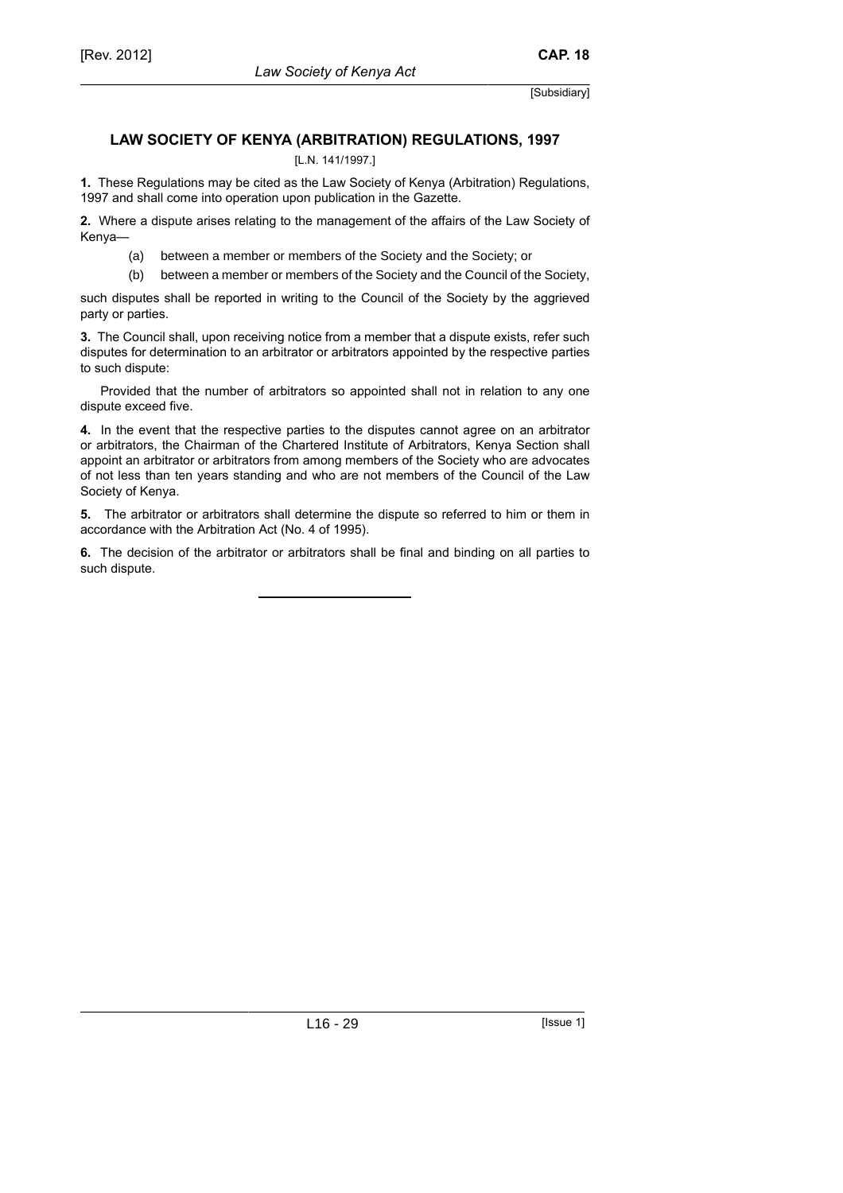# LAW SOCIETY OF KENYA (ARBITRATION) REGULATIONS, 1997

[L.N. 141/1997.]

**1.** These Regulations may be cited as the Law Society of Kenya (Arbitration) Regulations, 1997 and shall come into operation upon publication in the Gazette.

**2.** Where a dispute arises relating to the management of the affairs of the Law Society of Kenya—

(a) between a member or members of the Society and the Society; or

(b) between a member or members of the Society and the Council of the Society,

such disputes shall be reported in writing to the Council of the Society by the aggrieved party or parties.

**3.** The Council shall, upon receiving notice from a member that a dispute exists, refer such disputes for determination to an arbitrator or arbitrators appointed by the respective parties to such dispute:

Provided that the number of arbitrators so appointed shall not in relation to any one dispute exceed five.

**4.** In the event that the respective parties to the disputes cannot agree on an arbitrator or arbitrators, the Chairman of the Chartered Institute of Arbitrators, Kenya Section shall appoint an arbitrator or arbitrators from among members of the Society who are advocates of not less than ten years standing and who are not members of the Council of the Law Society of Kenya.

**5.** The arbitrator or arbitrators shall determine the dispute so referred to him or them in accordance with the Arbitration Act (No. 4 of 1995).

**6.** The decision of the arbitrator or arbitrators shall be final and binding on all parties to such dispute.